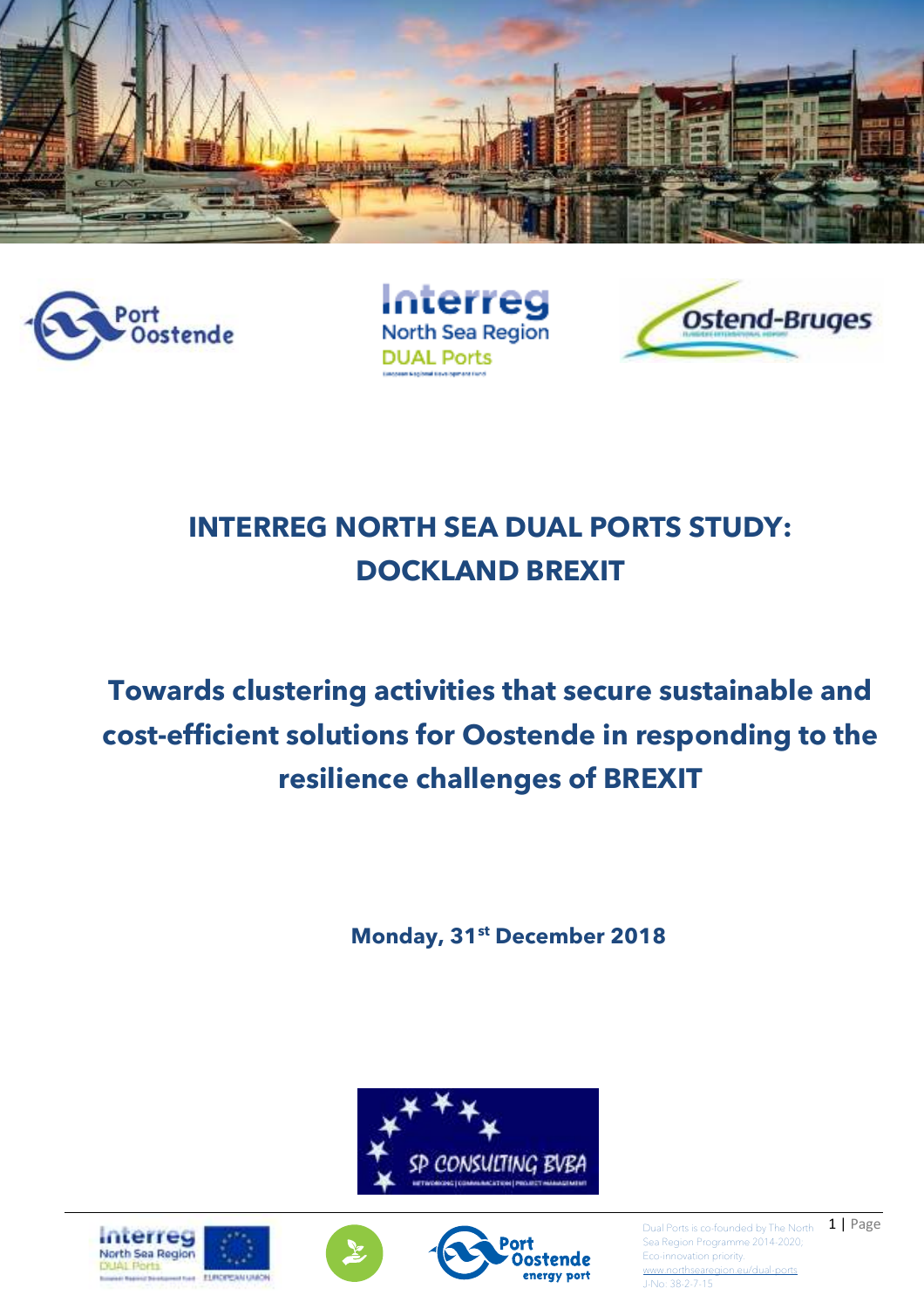# INTERREG NORTH SEA DUAL PORTS STUDY: DOCKLAND BREXIT

## Towards clustering activities that secure sustainable and cost-efficient solutions for Oostende in responding to the resilience challenges of BREXIT

**Monday, 31st December 2018**

Dual Ports is co-founded by The North Sea Region Programme 2014-2020; Eco-innovation priority. www.northsearegion.eu/dual-ports J-No: 38-2-7-15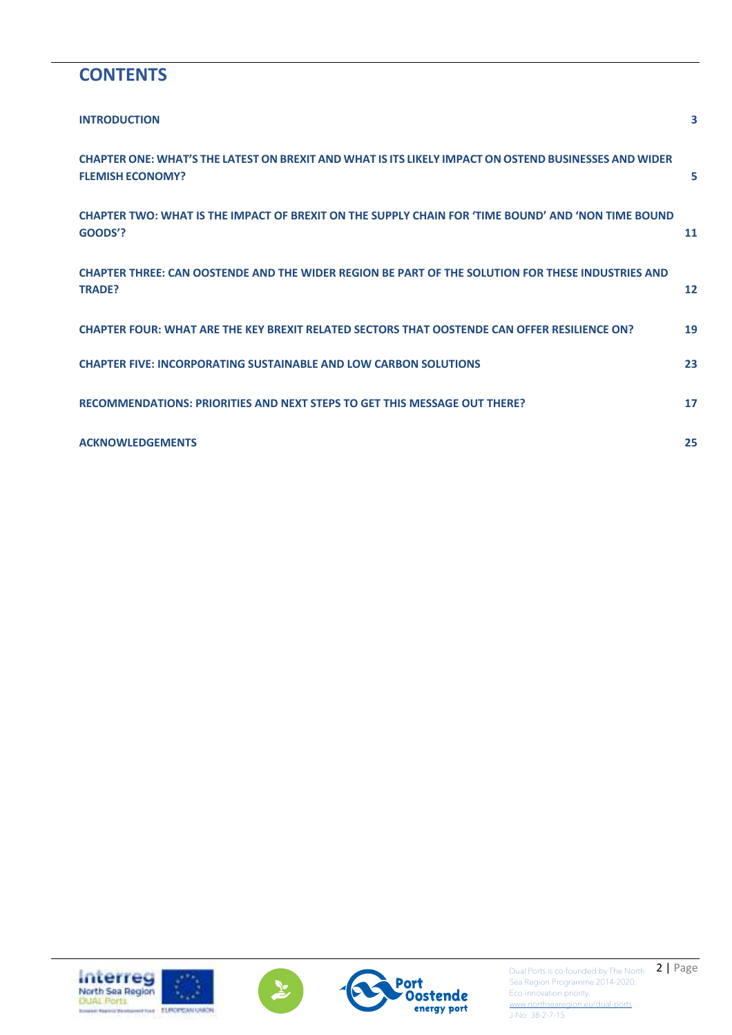# CONTENTS

| | |
|---|---|
| **INTRODUCTION** | **3** |
| **CHAPTER ONE: WHAT'S THE LATEST ON BREXIT AND WHAT IS ITS LIKELY IMPACT ON OSTEND BUSINESSES AND WIDER FLEMISH ECONOMY?** | **5** |
| **CHAPTER TWO: WHAT IS THE IMPACT OF BREXIT ON THE SUPPLY CHAIN FOR 'TIME BOUND' AND 'NON TIME BOUND GOODS'?** | **11** |
| **CHAPTER THREE: CAN OOSTENDE AND THE WIDER REGION BE PART OF THE SOLUTION FOR THESE INDUSTRIES AND TRADE?** | **12** |
| **CHAPTER FOUR: WHAT ARE THE KEY BREXIT RELATED SECTORS THAT OOSTENDE CAN OFFER RESILIENCE ON?** | **19** |
| **CHAPTER FIVE: INCORPORATING SUSTAINABLE AND LOW CARBON SOLUTIONS** | **23** |
| **RECOMMENDATIONS: PRIORITIES AND NEXT STEPS TO GET THIS MESSAGE OUT THERE?** | **17** |
| **ACKNOWLEDGEMENTS** | **25** |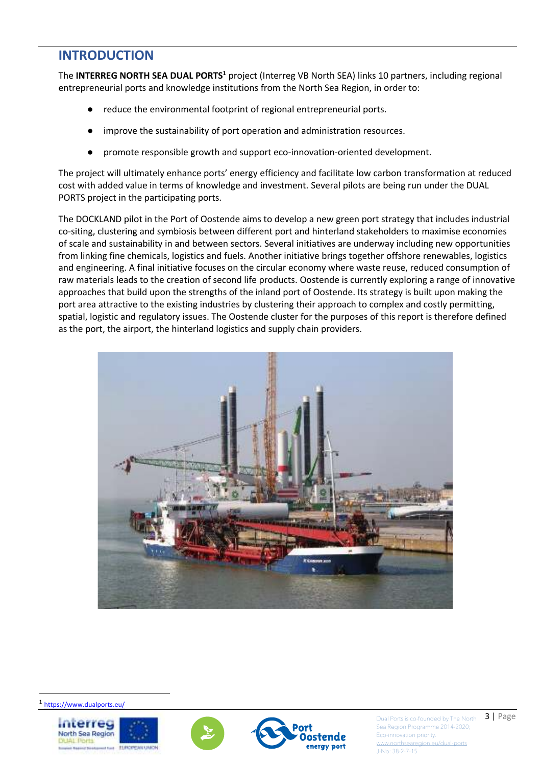## INTRODUCTION

The **INTERREG NORTH SEA DUAL PORTS**[1] project (Interreg VB North SEA) links 10 partners, including regional entrepreneurial ports and knowledge institutions from the North Sea Region, in order to:

- reduce the environmental footprint of regional entrepreneurial ports.
- improve the sustainability of port operation and administration resources.
- promote responsible growth and support eco-innovation-oriented development.

The project will ultimately enhance ports' energy efficiency and facilitate low carbon transformation at reduced cost with added value in terms of knowledge and investment. Several pilots are being run under the DUAL PORTS project in the participating ports.

The DOCKLAND pilot in the Port of Oostende aims to develop a new green port strategy that includes industrial co-siting, clustering and symbiosis between different port and hinterland stakeholders to maximise economies of scale and sustainability in and between sectors. Several initiatives are underway including new opportunities from linking fine chemicals, logistics and fuels. Another initiative brings together offshore renewables, logistics and engineering. A final initiative focuses on the circular economy where waste reuse, reduced consumption of raw materials leads to the creation of second life products. Oostende is currently exploring a range of innovative approaches that build upon the strengths of the inland port of Oostende. Its strategy is built upon making the port area attractive to the existing industries by clustering their approach to complex and costly permitting, spatial, logistic and regulatory issues. The Oostende cluster for the purposes of this report is therefore defined as the port, the airport, the hinterland logistics and supply chain providers.

[1] https://www.dualports.eu/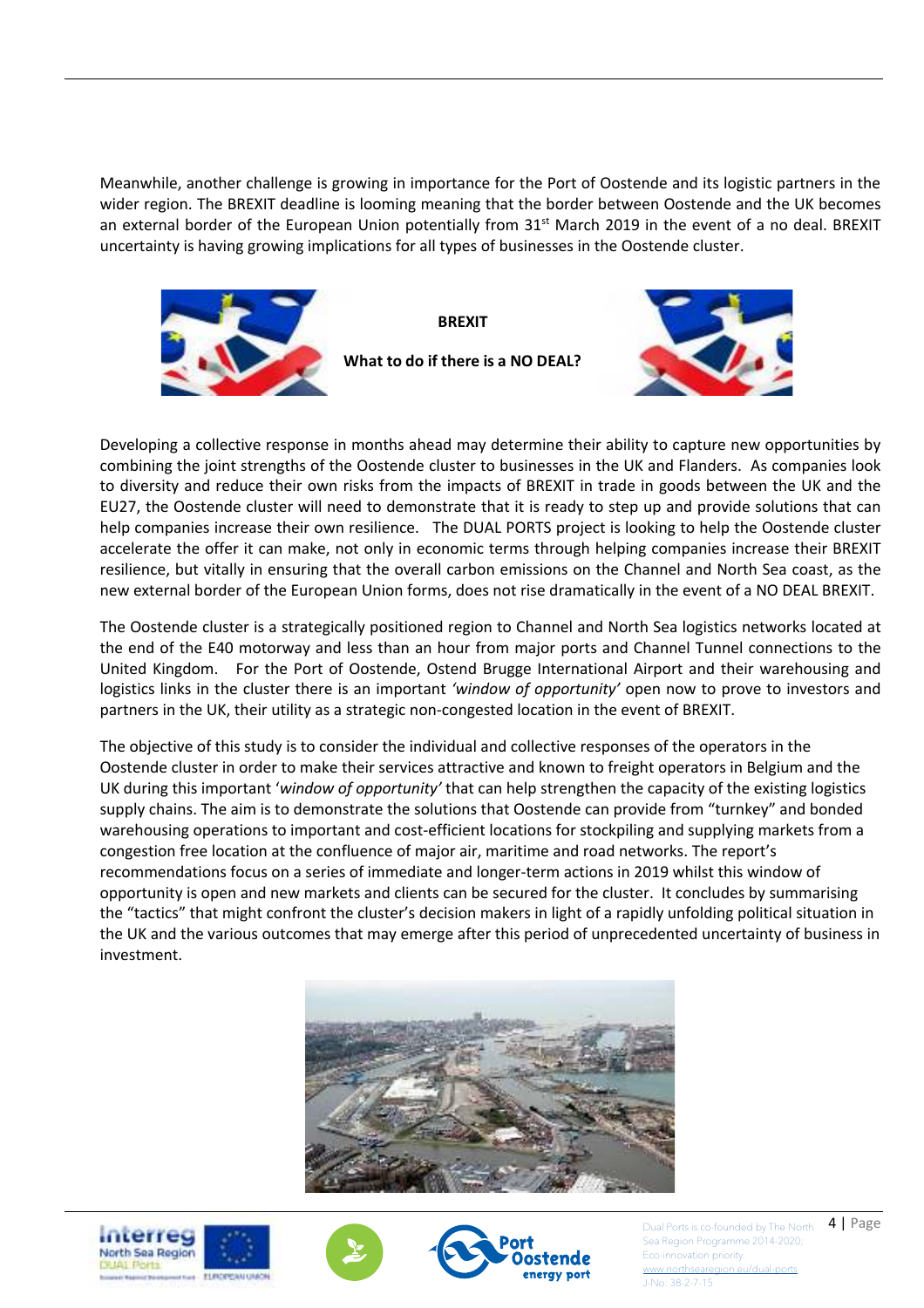Meanwhile, another challenge is growing in importance for the Port of Oostende and its logistic partners in the wider region. The BREXIT deadline is looming meaning that the border between Oostende and the UK becomes an external border of the European Union potentially from 31st March 2019 in the event of a no deal. BREXIT uncertainty is having growing implications for all types of businesses in the Oostende cluster.

**BREXIT**

**What to do if there is a NO DEAL?**

Developing a collective response in months ahead may determine their ability to capture new opportunities by combining the joint strengths of the Oostende cluster to businesses in the UK and Flanders. As companies look to diversity and reduce their own risks from the impacts of BREXIT in trade in goods between the UK and the EU27, the Oostende cluster will need to demonstrate that it is ready to step up and provide solutions that can help companies increase their own resilience. The DUAL PORTS project is looking to help the Oostende cluster accelerate the offer it can make, not only in economic terms through helping companies increase their BREXIT resilience, but vitally in ensuring that the overall carbon emissions on the Channel and North Sea coast, as the new external border of the European Union forms, does not rise dramatically in the event of a NO DEAL BREXIT.

The Oostende cluster is a strategically positioned region to Channel and North Sea logistics networks located at the end of the E40 motorway and less than an hour from major ports and Channel Tunnel connections to the United Kingdom. For the Port of Oostende, Ostend Brugge International Airport and their warehousing and logistics links in the cluster there is an important *'window of opportunity'* open now to prove to investors and partners in the UK, their utility as a strategic non-congested location in the event of BREXIT.

The objective of this study is to consider the individual and collective responses of the operators in the Oostende cluster in order to make their services attractive and known to freight operators in Belgium and the UK during this important '*window of opportunity'* that can help strengthen the capacity of the existing logistics supply chains. The aim is to demonstrate the solutions that Oostende can provide from "turnkey" and bonded warehousing operations to important and cost-efficient locations for stockpiling and supplying markets from a congestion free location at the confluence of major air, maritime and road networks. The report's recommendations focus on a series of immediate and longer-term actions in 2019 whilst this window of opportunity is open and new markets and clients can be secured for the cluster. It concludes by summarising the "tactics" that might confront the cluster's decision makers in light of a rapidly unfolding political situation in the UK and the various outcomes that may emerge after this period of unprecedented uncertainty of business in investment.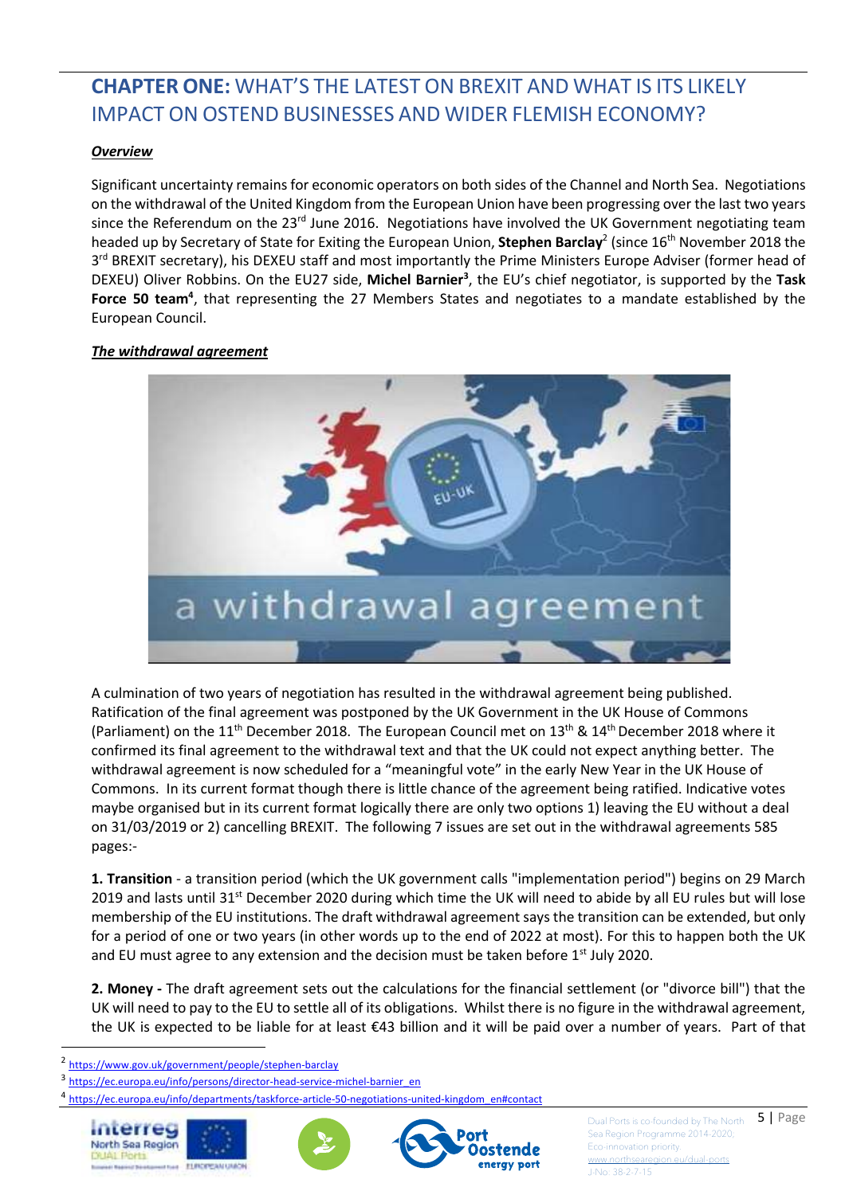## **CHAPTER ONE:** WHAT'S THE LATEST ON BREXIT AND WHAT IS ITS LIKELY IMPACT ON OSTEND BUSINESSES AND WIDER FLEMISH ECONOMY?

***Overview***

Significant uncertainty remains for economic operators on both sides of the Channel and North Sea. Negotiations on the withdrawal of the United Kingdom from the European Union have been progressing over the last two years since the Referendum on the 23rd June 2016. Negotiations have involved the UK Government negotiating team headed up by Secretary of State for Exiting the European Union, **Stephen Barclay**[2] (since 16th November 2018 the 3rd BREXIT secretary), his DEXEU staff and most importantly the Prime Ministers Europe Adviser (former head of DEXEU) Oliver Robbins. On the EU27 side, **Michel Barnier**[3], the EU's chief negotiator, is supported by the **Task Force 50 team**[4], that representing the 27 Members States and negotiates to a mandate established by the European Council.

***The withdrawal agreement***

A culmination of two years of negotiation has resulted in the withdrawal agreement being published. Ratification of the final agreement was postponed by the UK Government in the UK House of Commons (Parliament) on the 11th December 2018. The European Council met on 13th & 14th December 2018 where it confirmed its final agreement to the withdrawal text and that the UK could not expect anything better. The withdrawal agreement is now scheduled for a "meaningful vote" in the early New Year in the UK House of Commons. In its current format though there is little chance of the agreement being ratified. Indicative votes maybe organised but in its current format logically there are only two options 1) leaving the EU without a deal on 31/03/2019 or 2) cancelling BREXIT. The following 7 issues are set out in the withdrawal agreements 585 pages:-

**1. Transition** - a transition period (which the UK government calls "implementation period") begins on 29 March 2019 and lasts until 31st December 2020 during which time the UK will need to abide by all EU rules but will lose membership of the EU institutions. The draft withdrawal agreement says the transition can be extended, but only for a period of one or two years (in other words up to the end of 2022 at most). For this to happen both the UK and EU must agree to any extension and the decision must be taken before 1st July 2020.

**2. Money -** The draft agreement sets out the calculations for the financial settlement (or "divorce bill") that the UK will need to pay to the EU to settle all of its obligations. Whilst there is no figure in the withdrawal agreement, the UK is expected to be liable for at least €43 billion and it will be paid over a number of years. Part of that

[2] https://www.gov.uk/government/people/stephen-barclay

[3] https://ec.europa.eu/info/persons/director-head-service-michel-barnier_en

[4] https://ec.europa.eu/info/departments/taskforce-article-50-negotiations-united-kingdom_en#contact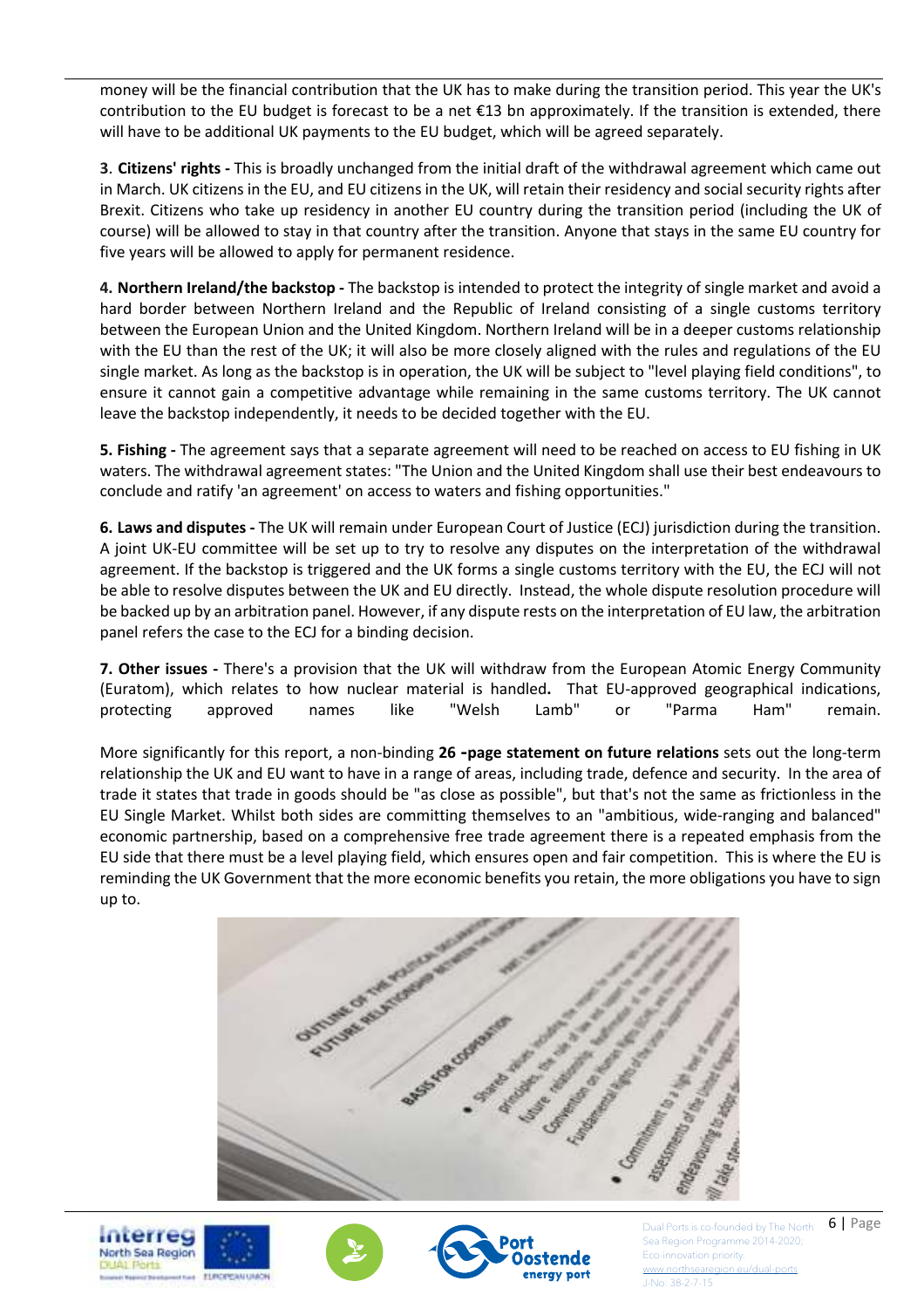money will be the financial contribution that the UK has to make during the transition period. This year the UK's contribution to the EU budget is forecast to be a net €13 bn approximately. If the transition is extended, there will have to be additional UK payments to the EU budget, which will be agreed separately.

**3. Citizens' rights -** This is broadly unchanged from the initial draft of the withdrawal agreement which came out in March. UK citizens in the EU, and EU citizens in the UK, will retain their residency and social security rights after Brexit. Citizens who take up residency in another EU country during the transition period (including the UK of course) will be allowed to stay in that country after the transition. Anyone that stays in the same EU country for five years will be allowed to apply for permanent residence.

**4. Northern Ireland/the backstop -** The backstop is intended to protect the integrity of single market and avoid a hard border between Northern Ireland and the Republic of Ireland consisting of a single customs territory between the European Union and the United Kingdom. Northern Ireland will be in a deeper customs relationship with the EU than the rest of the UK; it will also be more closely aligned with the rules and regulations of the EU single market. As long as the backstop is in operation, the UK will be subject to "level playing field conditions", to ensure it cannot gain a competitive advantage while remaining in the same customs territory. The UK cannot leave the backstop independently, it needs to be decided together with the EU.

**5. Fishing -** The agreement says that a separate agreement will need to be reached on access to EU fishing in UK waters. The withdrawal agreement states: "The Union and the United Kingdom shall use their best endeavours to conclude and ratify 'an agreement' on access to waters and fishing opportunities."

**6. Laws and disputes -** The UK will remain under European Court of Justice (ECJ) jurisdiction during the transition. A joint UK-EU committee will be set up to try to resolve any disputes on the interpretation of the withdrawal agreement. If the backstop is triggered and the UK forms a single customs territory with the EU, the ECJ will not be able to resolve disputes between the UK and EU directly. Instead, the whole dispute resolution procedure will be backed up by an arbitration panel. However, if any dispute rests on the interpretation of EU law, the arbitration panel refers the case to the ECJ for a binding decision.

**7. Other issues -** There's a provision that the UK will withdraw from the European Atomic Energy Community (Euratom), which relates to how nuclear material is handled**.** That EU-approved geographical indications, protecting approved names like "Welsh Lamb" or "Parma Ham" remain.

More significantly for this report, a non-binding **26 -page statement on future relations** sets out the long-term relationship the UK and EU want to have in a range of areas, including trade, defence and security. In the area of trade it states that trade in goods should be "as close as possible", but that's not the same as frictionless in the EU Single Market. Whilst both sides are committing themselves to an "ambitious, wide-ranging and balanced" economic partnership, based on a comprehensive free trade agreement there is a repeated emphasis from the EU side that there must be a level playing field, which ensures open and fair competition. This is where the EU is reminding the UK Government that the more economic benefits you retain, the more obligations you have to sign up to.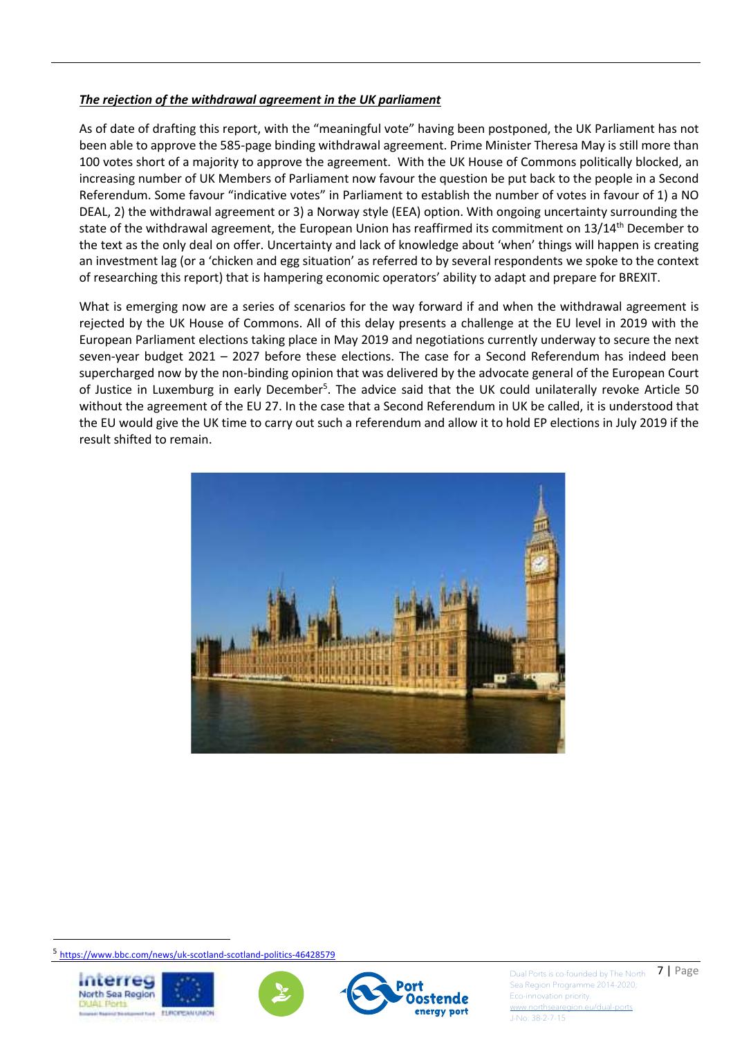***The rejection of the withdrawal agreement in the UK parliament***

As of date of drafting this report, with the "meaningful vote" having been postponed, the UK Parliament has not been able to approve the 585-page binding withdrawal agreement. Prime Minister Theresa May is still more than 100 votes short of a majority to approve the agreement. With the UK House of Commons politically blocked, an increasing number of UK Members of Parliament now favour the question be put back to the people in a Second Referendum. Some favour "indicative votes" in Parliament to establish the number of votes in favour of 1) a NO DEAL, 2) the withdrawal agreement or 3) a Norway style (EEA) option. With ongoing uncertainty surrounding the state of the withdrawal agreement, the European Union has reaffirmed its commitment on 13/14th December to the text as the only deal on offer. Uncertainty and lack of knowledge about 'when' things will happen is creating an investment lag (or a 'chicken and egg situation' as referred to by several respondents we spoke to the context of researching this report) that is hampering economic operators' ability to adapt and prepare for BREXIT.

What is emerging now are a series of scenarios for the way forward if and when the withdrawal agreement is rejected by the UK House of Commons. All of this delay presents a challenge at the EU level in 2019 with the European Parliament elections taking place in May 2019 and negotiations currently underway to secure the next seven-year budget 2021 – 2027 before these elections. The case for a Second Referendum has indeed been supercharged now by the non-binding opinion that was delivered by the advocate general of the European Court of Justice in Luxemburg in early December[5]. The advice said that the UK could unilaterally revoke Article 50 without the agreement of the EU 27. In the case that a Second Referendum in UK be called, it is understood that the EU would give the UK time to carry out such a referendum and allow it to hold EP elections in July 2019 if the result shifted to remain.

[5] https://www.bbc.com/news/uk-scotland-scotland-politics-46428579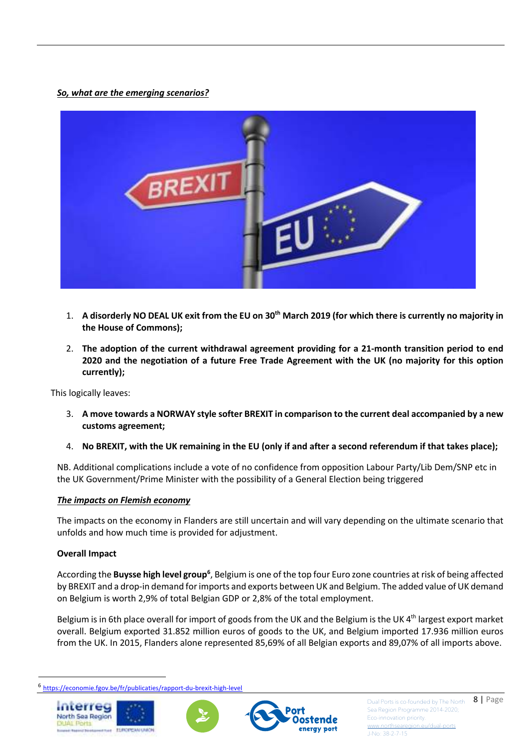***So, what are the emerging scenarios?***

1. **A disorderly NO DEAL UK exit from the EU on 30th March 2019 (for which there is currently no majority in the House of Commons);**

2. **The adoption of the current withdrawal agreement providing for a 21-month transition period to end 2020 and the negotiation of a future Free Trade Agreement with the UK (no majority for this option currently);**

This logically leaves:

3. **A move towards a NORWAY style softer BREXIT in comparison to the current deal accompanied by a new customs agreement;**

4. **No BREXIT, with the UK remaining in the EU (only if and after a second referendum if that takes place);**

NB. Additional complications include a vote of no confidence from opposition Labour Party/Lib Dem/SNP etc in the UK Government/Prime Minister with the possibility of a General Election being triggered

***The impacts on Flemish economy***

The impacts on the economy in Flanders are still uncertain and will vary depending on the ultimate scenario that unfolds and how much time is provided for adjustment.

**Overall Impact**

According the **Buysse high level group**[6], Belgium is one of the top four Euro zone countries at risk of being affected by BREXIT and a drop-in demand for imports and exports between UK and Belgium. The added value of UK demand on Belgium is worth 2,9% of total Belgian GDP or 2,8% of the total employment.

Belgium is in 6th place overall for import of goods from the UK and the Belgium is the UK 4th largest export market overall. Belgium exported 31.852 million euros of goods to the UK, and Belgium imported 17.936 million euros from the UK. In 2015, Flanders alone represented 85,69% of all Belgian exports and 89,07% of all imports above.

[6] https://economie.fgov.be/fr/publicaties/rapport-du-brexit-high-level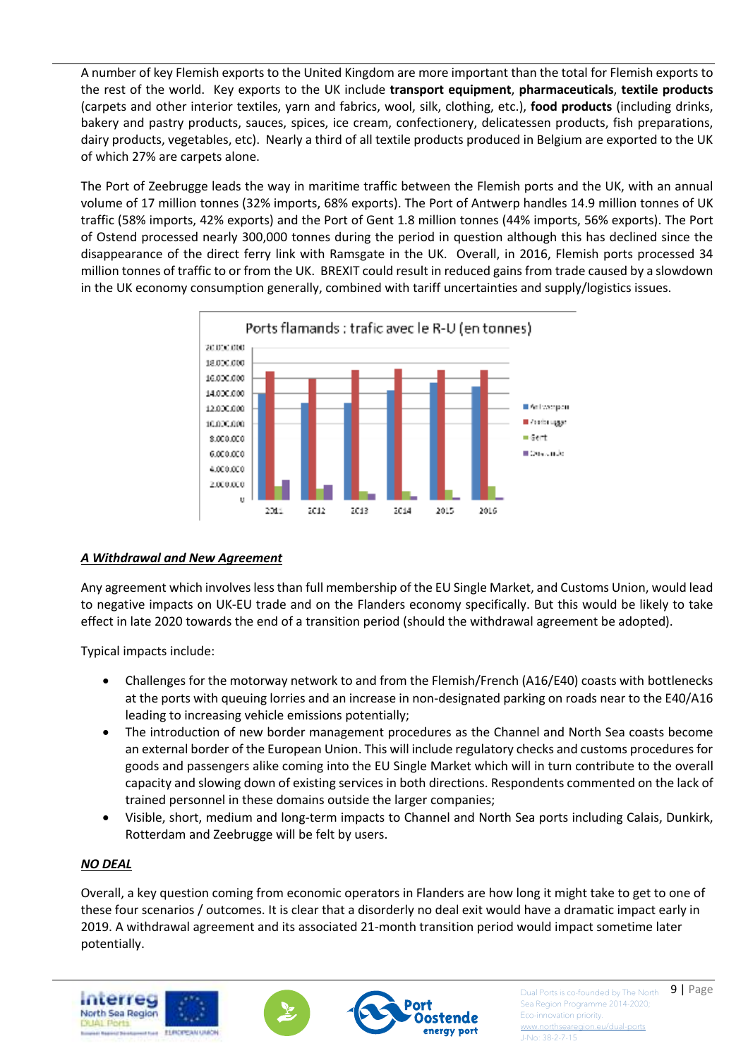A number of key Flemish exports to the United Kingdom are more important than the total for Flemish exports to the rest of the world. Key exports to the UK include **transport equipment**, **pharmaceuticals**, **textile products** (carpets and other interior textiles, yarn and fabrics, wool, silk, clothing, etc.), **food products** (including drinks, bakery and pastry products, sauces, spices, ice cream, confectionery, delicatessen products, fish preparations, dairy products, vegetables, etc). Nearly a third of all textile products produced in Belgium are exported to the UK of which 27% are carpets alone.

The Port of Zeebrugge leads the way in maritime traffic between the Flemish ports and the UK, with an annual volume of 17 million tonnes (32% imports, 68% exports). The Port of Antwerp handles 14.9 million tonnes of UK traffic (58% imports, 42% exports) and the Port of Gent 1.8 million tonnes (44% imports, 56% exports). The Port of Ostend processed nearly 300,000 tonnes during the period in question although this has declined since the disappearance of the direct ferry link with Ramsgate in the UK. Overall, in 2016, Flemish ports processed 34 million tonnes of traffic to or from the UK. BREXIT could result in reduced gains from trade caused by a slowdown in the UK economy consumption generally, combined with tariff uncertainties and supply/logistics issues.

Ports flamands : trafic avec le R-U (en tonnes)

## *A Withdrawal and New Agreement*

Any agreement which involves less than full membership of the EU Single Market, and Customs Union, would lead to negative impacts on UK-EU trade and on the Flanders economy specifically. But this would be likely to take effect in late 2020 towards the end of a transition period (should the withdrawal agreement be adopted).

Typical impacts include:

- Challenges for the motorway network to and from the Flemish/French (A16/E40) coasts with bottlenecks at the ports with queuing lorries and an increase in non-designated parking on roads near to the E40/A16 leading to increasing vehicle emissions potentially;
- The introduction of new border management procedures as the Channel and North Sea coasts become an external border of the European Union. This will include regulatory checks and customs procedures for goods and passengers alike coming into the EU Single Market which will in turn contribute to the overall capacity and slowing down of existing services in both directions. Respondents commented on the lack of trained personnel in these domains outside the larger companies;
- Visible, short, medium and long-term impacts to Channel and North Sea ports including Calais, Dunkirk, Rotterdam and Zeebrugge will be felt by users.

## *NO DEAL*

Overall, a key question coming from economic operators in Flanders are how long it might take to get to one of these four scenarios / outcomes. It is clear that a disorderly no deal exit would have a dramatic impact early in 2019. A withdrawal agreement and its associated 21-month transition period would impact sometime later potentially.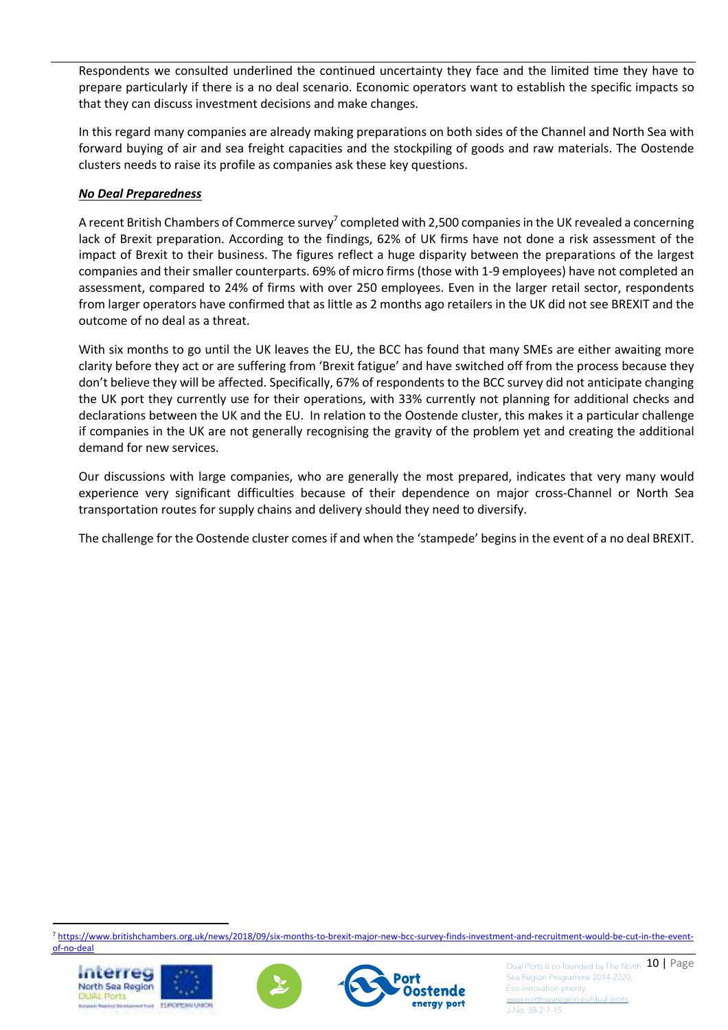Respondents we consulted underlined the continued uncertainty they face and the limited time they have to prepare particularly if there is a no deal scenario. Economic operators want to establish the specific impacts so that they can discuss investment decisions and make changes.

In this regard many companies are already making preparations on both sides of the Channel and North Sea with forward buying of air and sea freight capacities and the stockpiling of goods and raw materials. The Oostende clusters needs to raise its profile as companies ask these key questions.

***No Deal Preparedness***

A recent British Chambers of Commerce survey[7] completed with 2,500 companies in the UK revealed a concerning lack of Brexit preparation. According to the findings, 62% of UK firms have not done a risk assessment of the impact of Brexit to their business. The figures reflect a huge disparity between the preparations of the largest companies and their smaller counterparts. 69% of micro firms (those with 1-9 employees) have not completed an assessment, compared to 24% of firms with over 250 employees. Even in the larger retail sector, respondents from larger operators have confirmed that as little as 2 months ago retailers in the UK did not see BREXIT and the outcome of no deal as a threat.

With six months to go until the UK leaves the EU, the BCC has found that many SMEs are either awaiting more clarity before they act or are suffering from 'Brexit fatigue' and have switched off from the process because they don't believe they will be affected. Specifically, 67% of respondents to the BCC survey did not anticipate changing the UK port they currently use for their operations, with 33% currently not planning for additional checks and declarations between the UK and the EU. In relation to the Oostende cluster, this makes it a particular challenge if companies in the UK are not generally recognising the gravity of the problem yet and creating the additional demand for new services.

Our discussions with large companies, who are generally the most prepared, indicates that very many would experience very significant difficulties because of their dependence on major cross-Channel or North Sea transportation routes for supply chains and delivery should they need to diversify.

The challenge for the Oostende cluster comes if and when the 'stampede' begins in the event of a no deal BREXIT.

[7] https://www.britishchambers.org.uk/news/2018/09/six-months-to-brexit-major-new-bcc-survey-finds-investment-and-recruitment-would-be-cut-in-the-event-of-no-deal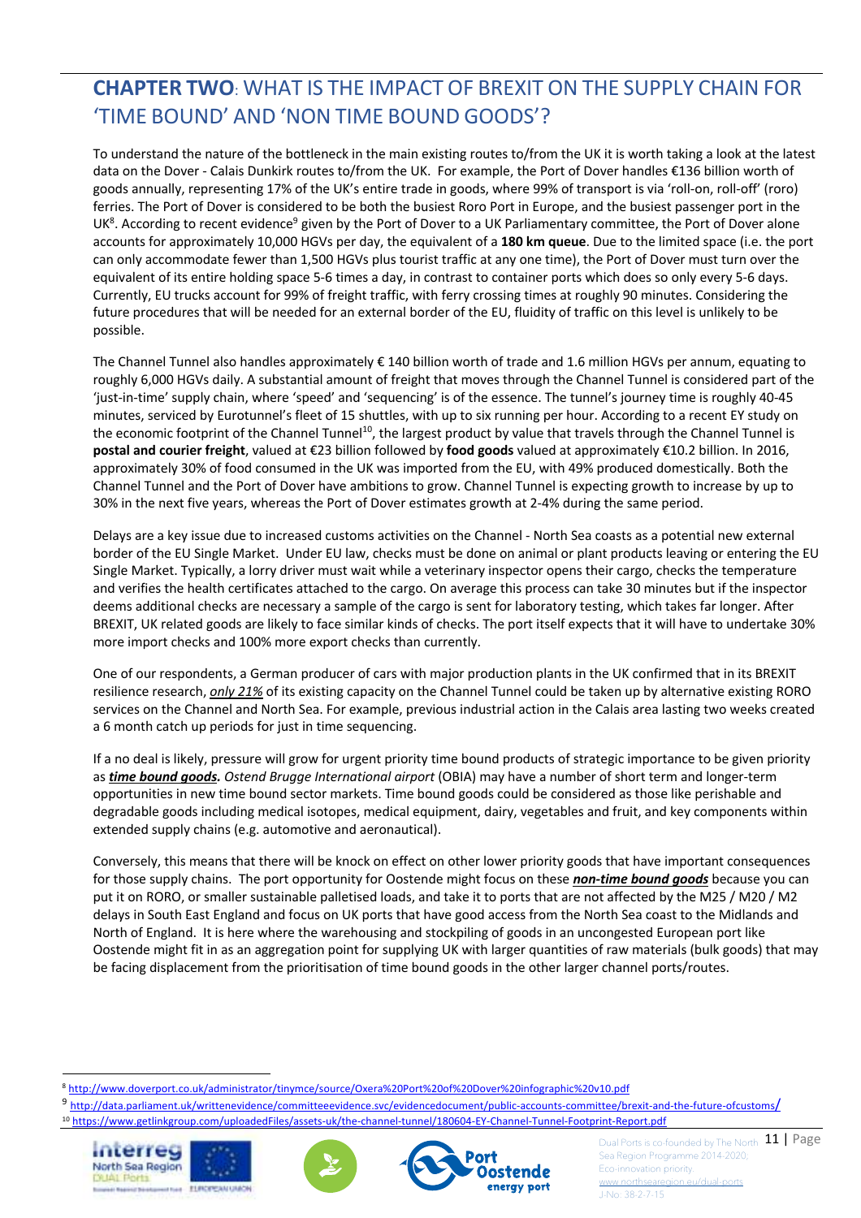## **CHAPTER TWO**: WHAT IS THE IMPACT OF BREXIT ON THE SUPPLY CHAIN FOR 'TIME BOUND' AND 'NON TIME BOUND GOODS'?

To understand the nature of the bottleneck in the main existing routes to/from the UK it is worth taking a look at the latest data on the Dover - Calais Dunkirk routes to/from the UK. For example, the Port of Dover handles €136 billion worth of goods annually, representing 17% of the UK's entire trade in goods, where 99% of transport is via 'roll-on, roll-off' (roro) ferries. The Port of Dover is considered to be both the busiest Roro Port in Europe, and the busiest passenger port in the UK[8]. According to recent evidence[9] given by the Port of Dover to a UK Parliamentary committee, the Port of Dover alone accounts for approximately 10,000 HGVs per day, the equivalent of a **180 km queue**. Due to the limited space (i.e. the port can only accommodate fewer than 1,500 HGVs plus tourist traffic at any one time), the Port of Dover must turn over the equivalent of its entire holding space 5-6 times a day, in contrast to container ports which does so only every 5-6 days. Currently, EU trucks account for 99% of freight traffic, with ferry crossing times at roughly 90 minutes. Considering the future procedures that will be needed for an external border of the EU, fluidity of traffic on this level is unlikely to be possible.

The Channel Tunnel also handles approximately € 140 billion worth of trade and 1.6 million HGVs per annum, equating to roughly 6,000 HGVs daily. A substantial amount of freight that moves through the Channel Tunnel is considered part of the 'just-in-time' supply chain, where 'speed' and 'sequencing' is of the essence. The tunnel's journey time is roughly 40-45 minutes, serviced by Eurotunnel's fleet of 15 shuttles, with up to six running per hour. According to a recent EY study on the economic footprint of the Channel Tunnel[10], the largest product by value that travels through the Channel Tunnel is **postal and courier freight**, valued at €23 billion followed by **food goods** valued at approximately €10.2 billion. In 2016, approximately 30% of food consumed in the UK was imported from the EU, with 49% produced domestically. Both the Channel Tunnel and the Port of Dover have ambitions to grow. Channel Tunnel is expecting growth to increase by up to 30% in the next five years, whereas the Port of Dover estimates growth at 2-4% during the same period.

Delays are a key issue due to increased customs activities on the Channel - North Sea coasts as a potential new external border of the EU Single Market. Under EU law, checks must be done on animal or plant products leaving or entering the EU Single Market. Typically, a lorry driver must wait while a veterinary inspector opens their cargo, checks the temperature and verifies the health certificates attached to the cargo. On average this process can take 30 minutes but if the inspector deems additional checks are necessary a sample of the cargo is sent for laboratory testing, which takes far longer. After BREXIT, UK related goods are likely to face similar kinds of checks. The port itself expects that it will have to undertake 30% more import checks and 100% more export checks than currently.

One of our respondents, a German producer of cars with major production plants in the UK confirmed that in its BREXIT resilience research, ***only 21%*** of its existing capacity on the Channel Tunnel could be taken up by alternative existing RORO services on the Channel and North Sea. For example, previous industrial action in the Calais area lasting two weeks created a 6 month catch up periods for just in time sequencing.

If a no deal is likely, pressure will grow for urgent priority time bound products of strategic importance to be given priority as ***time bound goods.*** *Ostend Brugge International airport* (OBIA) may have a number of short term and longer-term opportunities in new time bound sector markets. Time bound goods could be considered as those like perishable and degradable goods including medical isotopes, medical equipment, dairy, vegetables and fruit, and key components within extended supply chains (e.g. automotive and aeronautical).

Conversely, this means that there will be knock on effect on other lower priority goods that have important consequences for those supply chains. The port opportunity for Oostende might focus on these ***non-time bound goods*** because you can put it on RORO, or smaller sustainable palletised loads, and take it to ports that are not affected by the M25 / M20 / M2 delays in South East England and focus on UK ports that have good access from the North Sea coast to the Midlands and North of England. It is here where the warehousing and stockpiling of goods in an uncongested European port like Oostende might fit in as an aggregation point for supplying UK with larger quantities of raw materials (bulk goods) that may be facing displacement from the prioritisation of time bound goods in the other larger channel ports/routes.

---

[8] http://www.doverport.co.uk/administrator/tinymce/source/Oxera%20Port%20of%20Dover%20infographic%20v10.pdf

[9] http://data.parliament.uk/writtenevidence/committeeevidence.svc/evidencedocument/public-accounts-committee/brexit-and-the-future-ofcustoms/

[10] https://www.getlinkgroup.com/uploadedFiles/assets-uk/the-channel-tunnel/180604-EY-Channel-Tunnel-Footprint-Report.pdf

Dual Ports is co-founded by The North Sea Region Programme 2014-2020; Eco-innovation priority. www.northsearegion.eu/dual-ports J-No: 38-2-7-15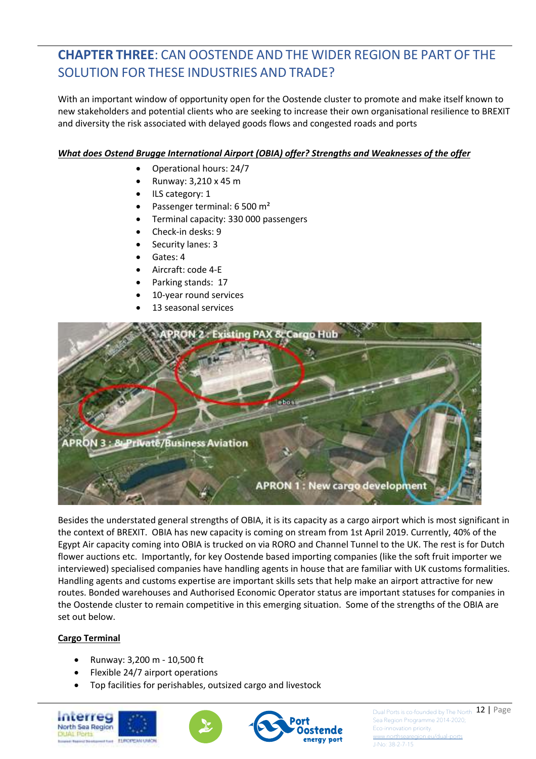## CHAPTER THREE: CAN OOSTENDE AND THE WIDER REGION BE PART OF THE SOLUTION FOR THESE INDUSTRIES AND TRADE?

With an important window of opportunity open for the Oostende cluster to promote and make itself known to new stakeholders and potential clients who are seeking to increase their own organisational resilience to BREXIT and diversity the risk associated with delayed goods flows and congested roads and ports

***<u>What does Ostend Brugge International Airport (OBIA) offer? Strengths and Weaknesses of the offer</u>***

- Operational hours: 24/7
- Runway: 3,210 x 45 m
- ILS category: 1
- Passenger terminal: 6 500 m²
- Terminal capacity: 330 000 passengers
- Check-in desks: 9
- Security lanes: 3
- Gates: 4
- Aircraft: code 4-E
- Parking stands: 17
- 10-year round services
- 13 seasonal services

Besides the understated general strengths of OBIA, it is its capacity as a cargo airport which is most significant in the context of BREXIT. OBIA has new capacity is coming on stream from 1st April 2019. Currently, 40% of the Egypt Air capacity coming into OBIA is trucked on via RORO and Channel Tunnel to the UK. The rest is for Dutch flower auctions etc. Importantly, for key Oostende based importing companies (like the soft fruit importer we interviewed) specialised companies have handling agents in house that are familiar with UK customs formalities. Handling agents and customs expertise are important skills sets that help make an airport attractive for new routes. Bonded warehouses and Authorised Economic Operator status are important statuses for companies in the Oostende cluster to remain competitive in this emerging situation. Some of the strengths of the OBIA are set out below.

**<u>Cargo Terminal</u>**

- Runway: 3,200 m - 10,500 ft
- Flexible 24/7 airport operations
- Top facilities for perishables, outsized cargo and livestock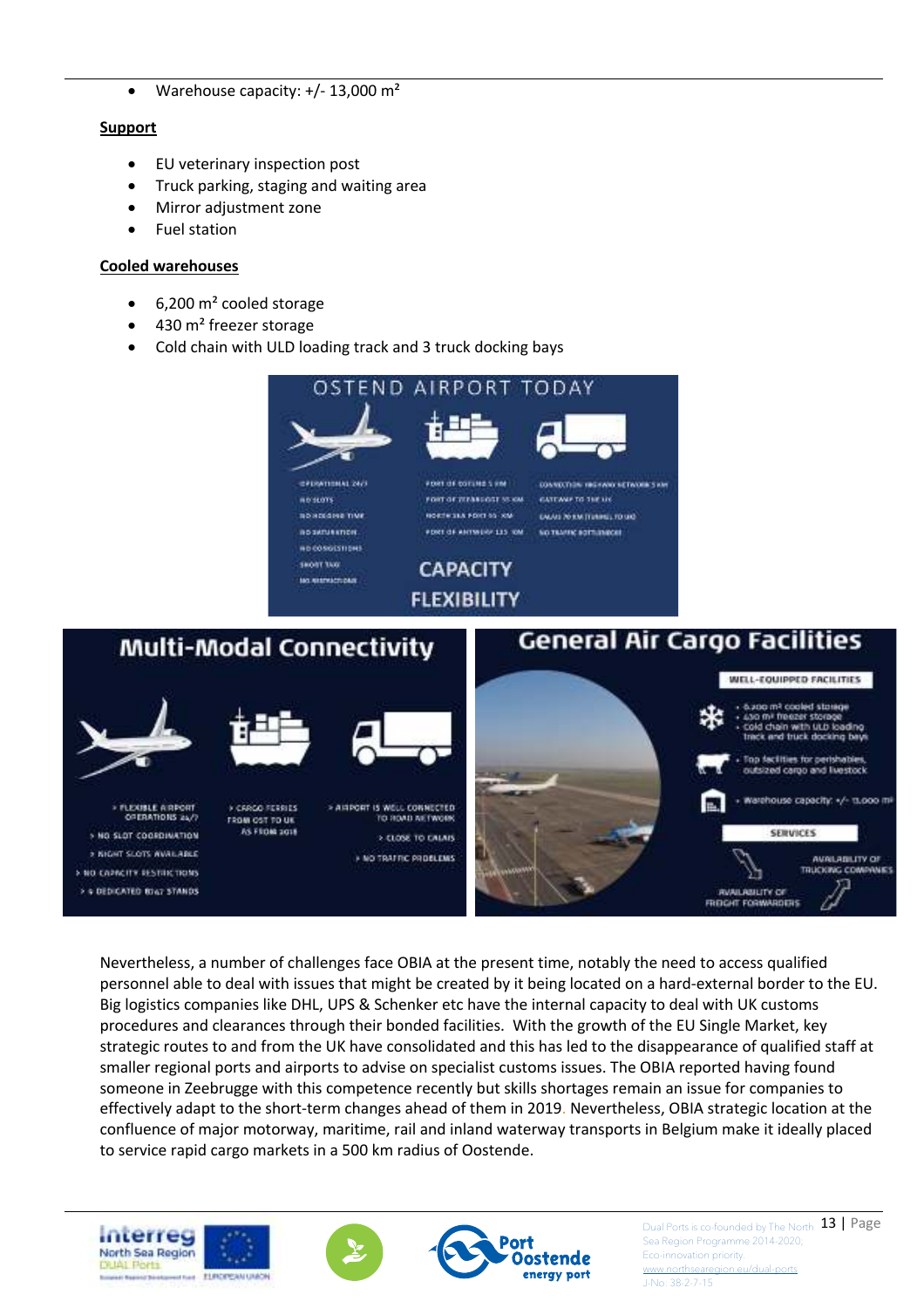- Warehouse capacity: +/- 13,000 m²

**Support**

- EU veterinary inspection post
- Truck parking, staging and waiting area
- Mirror adjustment zone
- Fuel station

**Cooled warehouses**

- 6,200 m² cooled storage
- 430 m² freezer storage
- Cold chain with ULD loading track and 3 truck docking bays

Nevertheless, a number of challenges face OBIA at the present time, notably the need to access qualified personnel able to deal with issues that might be created by it being located on a hard-external border to the EU. Big logistics companies like DHL, UPS & Schenker etc have the internal capacity to deal with UK customs procedures and clearances through their bonded facilities. With the growth of the EU Single Market, key strategic routes to and from the UK have consolidated and this has led to the disappearance of qualified staff at smaller regional ports and airports to advise on specialist customs issues. The OBIA reported having found someone in Zeebrugge with this competence recently but skills shortages remain an issue for companies to effectively adapt to the short-term changes ahead of them in 2019. Nevertheless, OBIA strategic location at the confluence of major motorway, maritime, rail and inland waterway transports in Belgium make it ideally placed to service rapid cargo markets in a 500 km radius of Oostende.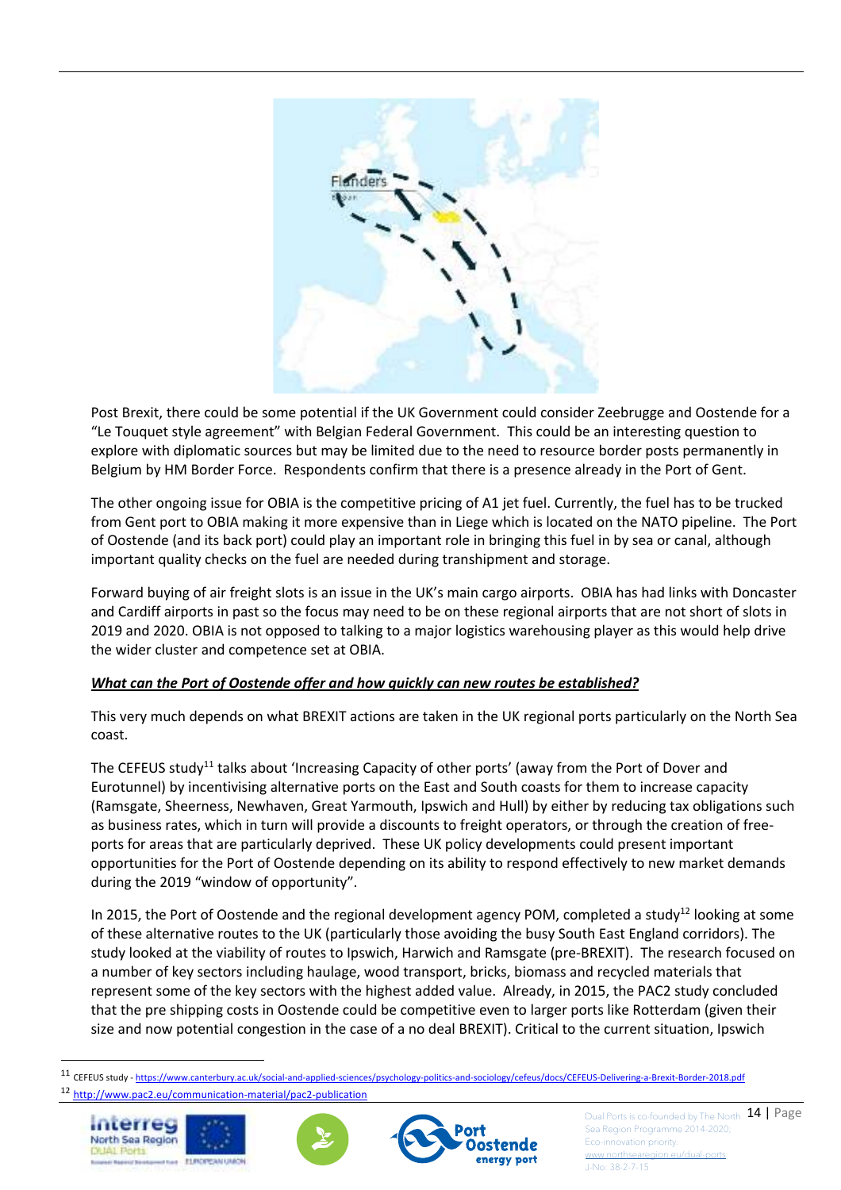Post Brexit, there could be some potential if the UK Government could consider Zeebrugge and Oostende for a "Le Touquet style agreement" with Belgian Federal Government. This could be an interesting question to explore with diplomatic sources but may be limited due to the need to resource border posts permanently in Belgium by HM Border Force. Respondents confirm that there is a presence already in the Port of Gent.

The other ongoing issue for OBIA is the competitive pricing of A1 jet fuel. Currently, the fuel has to be trucked from Gent port to OBIA making it more expensive than in Liege which is located on the NATO pipeline. The Port of Oostende (and its back port) could play an important role in bringing this fuel in by sea or canal, although important quality checks on the fuel are needed during transhipment and storage.

Forward buying of air freight slots is an issue in the UK's main cargo airports. OBIA has had links with Doncaster and Cardiff airports in past so the focus may need to be on these regional airports that are not short of slots in 2019 and 2020. OBIA is not opposed to talking to a major logistics warehousing player as this would help drive the wider cluster and competence set at OBIA.

***<u>What can the Port of Oostende offer and how quickly can new routes be established?</u>***

This very much depends on what BREXIT actions are taken in the UK regional ports particularly on the North Sea coast.

The CEFEUS study[11] talks about 'Increasing Capacity of other ports' (away from the Port of Dover and Eurotunnel) by incentivising alternative ports on the East and South coasts for them to increase capacity (Ramsgate, Sheerness, Newhaven, Great Yarmouth, Ipswich and Hull) by either by reducing tax obligations such as business rates, which in turn will provide a discounts to freight operators, or through the creation of free-ports for areas that are particularly deprived. These UK policy developments could present important opportunities for the Port of Oostende depending on its ability to respond effectively to new market demands during the 2019 "window of opportunity".

In 2015, the Port of Oostende and the regional development agency POM, completed a study[12] looking at some of these alternative routes to the UK (particularly those avoiding the busy South East England corridors). The study looked at the viability of routes to Ipswich, Harwich and Ramsgate (pre-BREXIT). The research focused on a number of key sectors including haulage, wood transport, bricks, biomass and recycled materials that represent some of the key sectors with the highest added value. Already, in 2015, the PAC2 study concluded that the pre shipping costs in Oostende could be competitive even to larger ports like Rotterdam (given their size and now potential congestion in the case of a no deal BREXIT). Critical to the current situation, Ipswich

[11] CEFEUS study - https://www.canterbury.ac.uk/social-and-applied-sciences/psychology-politics-and-sociology/cefeus/docs/CEFEUS-Delivering-a-Brexit-Border-2018.pdf

[12] http://www.pac2.eu/communication-material/pac2-publication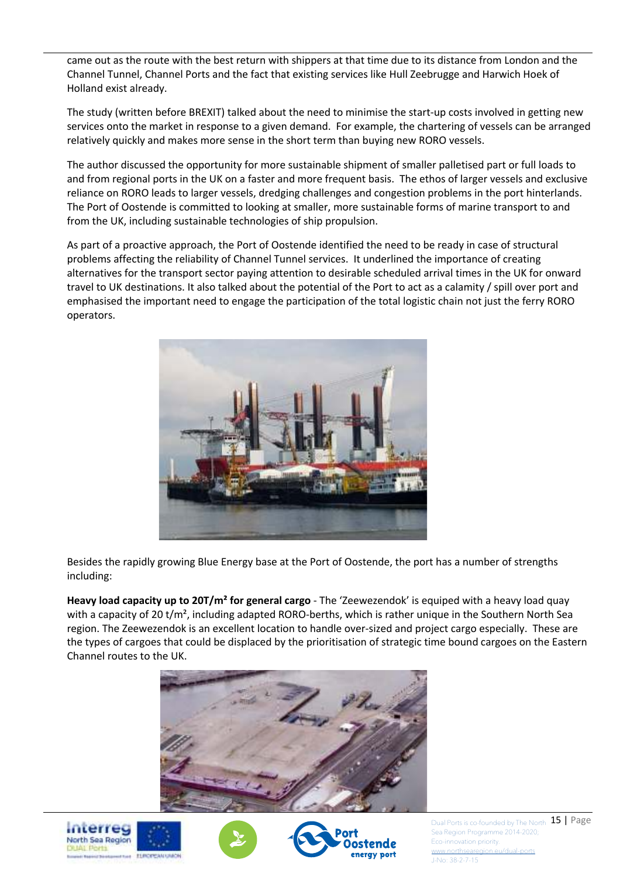came out as the route with the best return with shippers at that time due to its distance from London and the Channel Tunnel, Channel Ports and the fact that existing services like Hull Zeebrugge and Harwich Hoek of Holland exist already.

The study (written before BREXIT) talked about the need to minimise the start-up costs involved in getting new services onto the market in response to a given demand. For example, the chartering of vessels can be arranged relatively quickly and makes more sense in the short term than buying new RORO vessels.

The author discussed the opportunity for more sustainable shipment of smaller palletised part or full loads to and from regional ports in the UK on a faster and more frequent basis. The ethos of larger vessels and exclusive reliance on RORO leads to larger vessels, dredging challenges and congestion problems in the port hinterlands. The Port of Oostende is committed to looking at smaller, more sustainable forms of marine transport to and from the UK, including sustainable technologies of ship propulsion.

As part of a proactive approach, the Port of Oostende identified the need to be ready in case of structural problems affecting the reliability of Channel Tunnel services. It underlined the importance of creating alternatives for the transport sector paying attention to desirable scheduled arrival times in the UK for onward travel to UK destinations. It also talked about the potential of the Port to act as a calamity / spill over port and emphasised the important need to engage the participation of the total logistic chain not just the ferry RORO operators.

Besides the rapidly growing Blue Energy base at the Port of Oostende, the port has a number of strengths including:

**Heavy load capacity up to 20T/m² for general cargo** - The 'Zeewezendok' is equiped with a heavy load quay with a capacity of 20 t/m², including adapted RORO-berths, which is rather unique in the Southern North Sea region. The Zeewezendok is an excellent location to handle over-sized and project cargo especially. These are the types of cargoes that could be displaced by the prioritisation of strategic time bound cargoes on the Eastern Channel routes to the UK.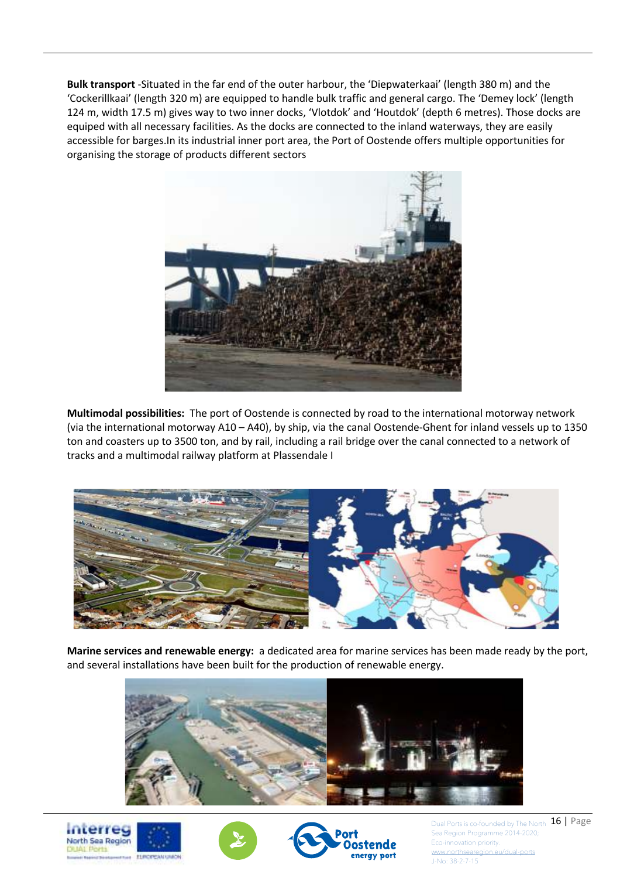**Bulk transport** -Situated in the far end of the outer harbour, the 'Diepwaterkaai' (length 380 m) and the 'Cockerillkaai' (length 320 m) are equipped to handle bulk traffic and general cargo. The 'Demey lock' (length 124 m, width 17.5 m) gives way to two inner docks, 'Vlotdok' and 'Houtdok' (depth 6 metres). Those docks are equiped with all necessary facilities. As the docks are connected to the inland waterways, they are easily accessible for barges.In its industrial inner port area, the Port of Oostende offers multiple opportunities for organising the storage of products different sectors

**Multimodal possibilities:** The port of Oostende is connected by road to the international motorway network (via the international motorway A10 – A40), by ship, via the canal Oostende-Ghent for inland vessels up to 1350 ton and coasters up to 3500 ton, and by rail, including a rail bridge over the canal connected to a network of tracks and a multimodal railway platform at Plassendale I

**Marine services and renewable energy:** a dedicated area for marine services has been made ready by the port, and several installations have been built for the production of renewable energy.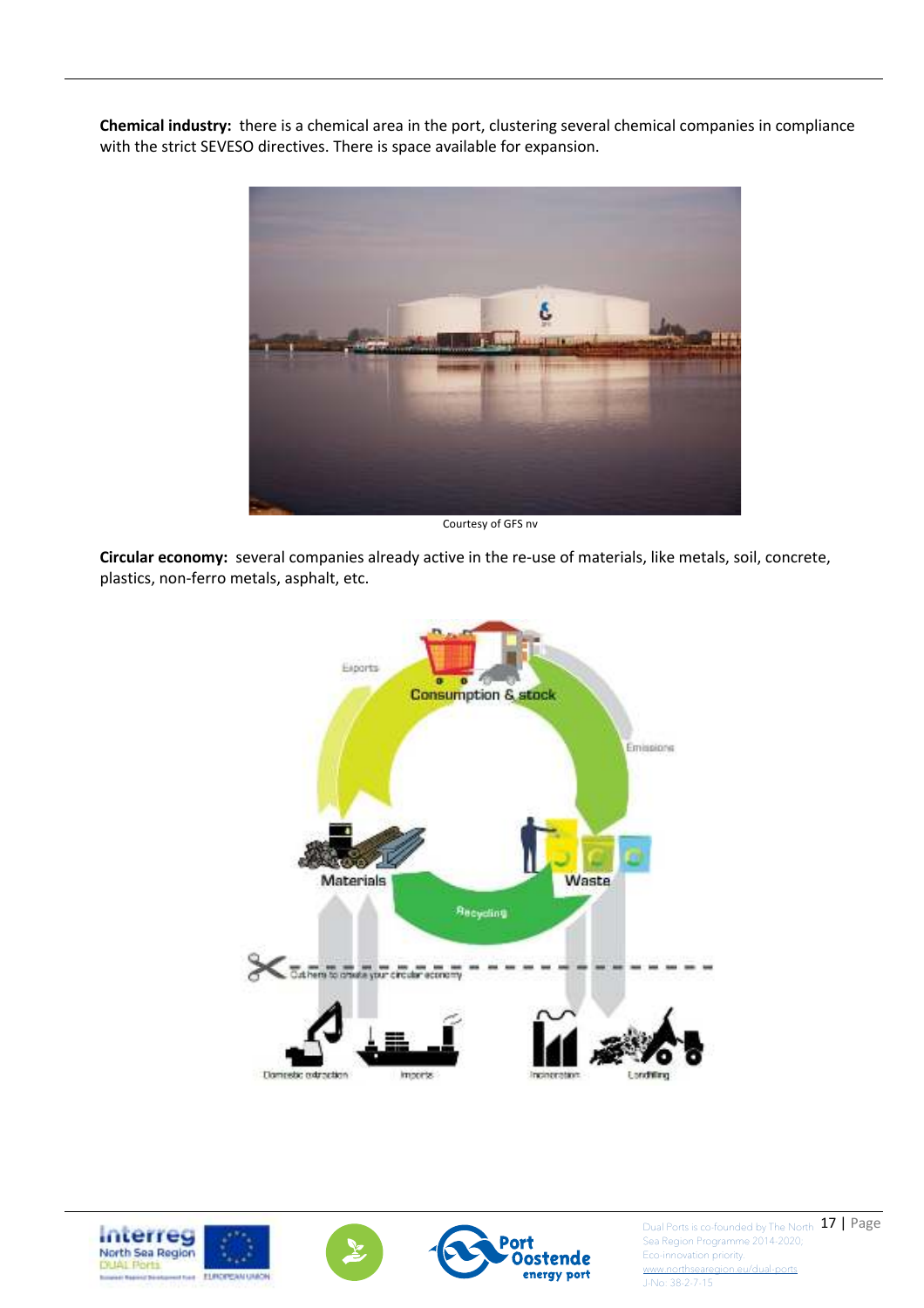**Chemical industry:** there is a chemical area in the port, clustering several chemical companies in compliance with the strict SEVESO directives. There is space available for expansion.

Courtesy of GFS nv

**Circular economy:** several companies already active in the re-use of materials, like metals, soil, concrete, plastics, non-ferro metals, asphalt, etc.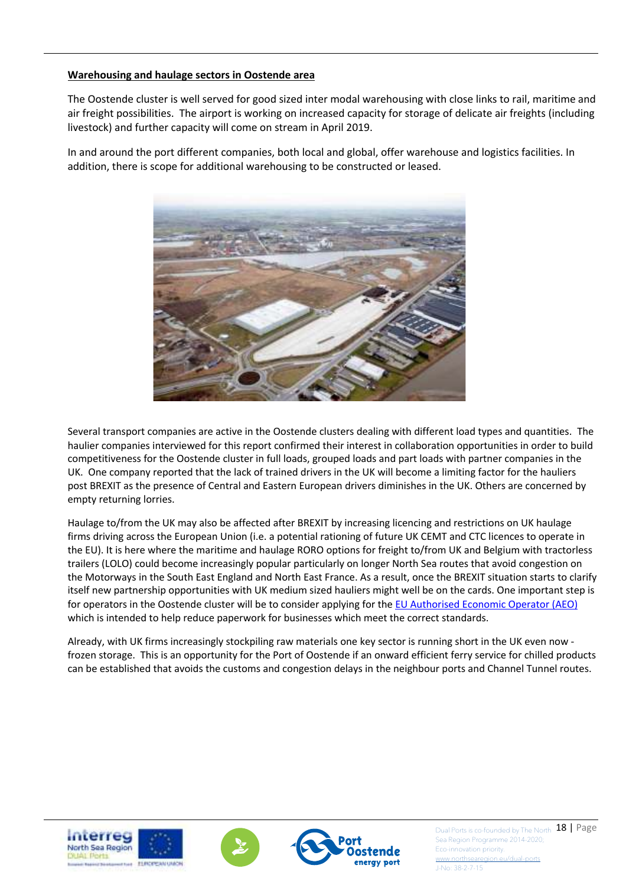**Warehousing and haulage sectors in Oostende area**

The Oostende cluster is well served for good sized inter modal warehousing with close links to rail, maritime and air freight possibilities. The airport is working on increased capacity for storage of delicate air freights (including livestock) and further capacity will come on stream in April 2019.

In and around the port different companies, both local and global, offer warehouse and logistics facilities. In addition, there is scope for additional warehousing to be constructed or leased.

Several transport companies are active in the Oostende clusters dealing with different load types and quantities. The haulier companies interviewed for this report confirmed their interest in collaboration opportunities in order to build competitiveness for the Oostende cluster in full loads, grouped loads and part loads with partner companies in the UK. One company reported that the lack of trained drivers in the UK will become a limiting factor for the hauliers post BREXIT as the presence of Central and Eastern European drivers diminishes in the UK. Others are concerned by empty returning lorries.

Haulage to/from the UK may also be affected after BREXIT by increasing licencing and restrictions on UK haulage firms driving across the European Union (i.e. a potential rationing of future UK CEMT and CTC licences to operate in the EU). It is here where the maritime and haulage RORO options for freight to/from UK and Belgium with tractorless trailers (LOLO) could become increasingly popular particularly on longer North Sea routes that avoid congestion on the Motorways in the South East England and North East France. As a result, once the BREXIT situation starts to clarify itself new partnership opportunities with UK medium sized hauliers might well be on the cards. One important step is for operators in the Oostende cluster will be to consider applying for the EU Authorised Economic Operator (AEO) which is intended to help reduce paperwork for businesses which meet the correct standards.

Already, with UK firms increasingly stockpiling raw materials one key sector is running short in the UK even now - frozen storage. This is an opportunity for the Port of Oostende if an onward efficient ferry service for chilled products can be established that avoids the customs and congestion delays in the neighbour ports and Channel Tunnel routes.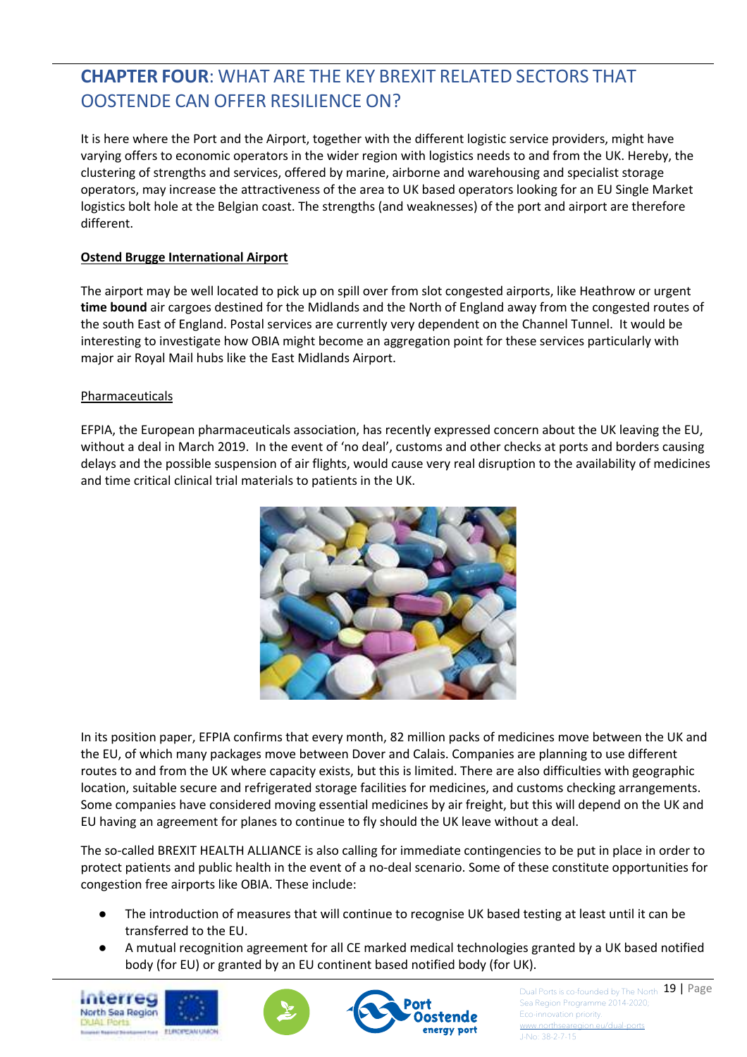## **CHAPTER FOUR**: WHAT ARE THE KEY BREXIT RELATED SECTORS THAT OOSTENDE CAN OFFER RESILIENCE ON?

It is here where the Port and the Airport, together with the different logistic service providers, might have varying offers to economic operators in the wider region with logistics needs to and from the UK. Hereby, the clustering of strengths and services, offered by marine, airborne and warehousing and specialist storage operators, may increase the attractiveness of the area to UK based operators looking for an EU Single Market logistics bolt hole at the Belgian coast. The strengths (and weaknesses) of the port and airport are therefore different.

**Ostend Brugge International Airport**

The airport may be well located to pick up on spill over from slot congested airports, like Heathrow or urgent **time bound** air cargoes destined for the Midlands and the North of England away from the congested routes of the south East of England. Postal services are currently very dependent on the Channel Tunnel. It would be interesting to investigate how OBIA might become an aggregation point for these services particularly with major air Royal Mail hubs like the East Midlands Airport.

Pharmaceuticals

EFPIA, the European pharmaceuticals association, has recently expressed concern about the UK leaving the EU, without a deal in March 2019. In the event of 'no deal', customs and other checks at ports and borders causing delays and the possible suspension of air flights, would cause very real disruption to the availability of medicines and time critical clinical trial materials to patients in the UK.

In its position paper, EFPIA confirms that every month, 82 million packs of medicines move between the UK and the EU, of which many packages move between Dover and Calais. Companies are planning to use different routes to and from the UK where capacity exists, but this is limited. There are also difficulties with geographic location, suitable secure and refrigerated storage facilities for medicines, and customs checking arrangements. Some companies have considered moving essential medicines by air freight, but this will depend on the UK and EU having an agreement for planes to continue to fly should the UK leave without a deal.

The so-called BREXIT HEALTH ALLIANCE is also calling for immediate contingencies to be put in place in order to protect patients and public health in the event of a no-deal scenario. Some of these constitute opportunities for congestion free airports like OBIA. These include:

- The introduction of measures that will continue to recognise UK based testing at least until it can be transferred to the EU.
- A mutual recognition agreement for all CE marked medical technologies granted by a UK based notified body (for EU) or granted by an EU continent based notified body (for UK).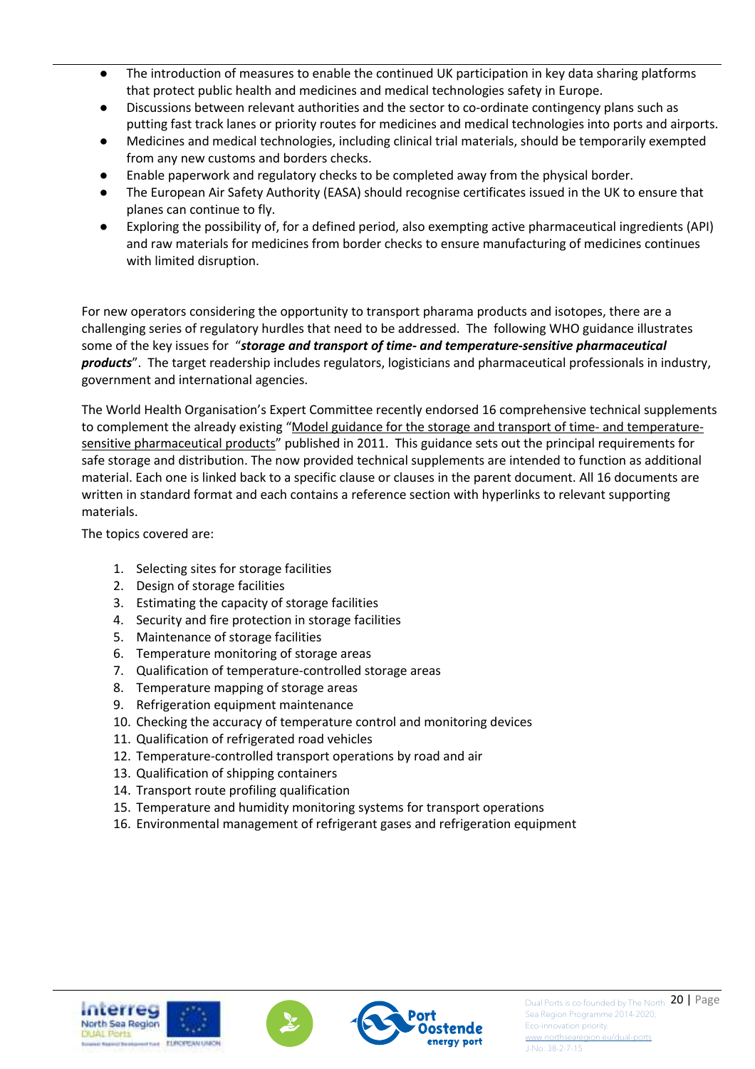- The introduction of measures to enable the continued UK participation in key data sharing platforms that protect public health and medicines and medical technologies safety in Europe.
- Discussions between relevant authorities and the sector to co-ordinate contingency plans such as putting fast track lanes or priority routes for medicines and medical technologies into ports and airports.
- Medicines and medical technologies, including clinical trial materials, should be temporarily exempted from any new customs and borders checks.
- Enable paperwork and regulatory checks to be completed away from the physical border.
- The European Air Safety Authority (EASA) should recognise certificates issued in the UK to ensure that planes can continue to fly.
- Exploring the possibility of, for a defined period, also exempting active pharmaceutical ingredients (API) and raw materials for medicines from border checks to ensure manufacturing of medicines continues with limited disruption.

For new operators considering the opportunity to transport pharama products and isotopes, there are a challenging series of regulatory hurdles that need to be addressed. The following WHO guidance illustrates some of the key issues for "***storage and transport of time- and temperature-sensitive pharmaceutical products***". The target readership includes regulators, logisticians and pharmaceutical professionals in industry, government and international agencies.

The World Health Organisation's Expert Committee recently endorsed 16 comprehensive technical supplements to complement the already existing "Model guidance for the storage and transport of time- and temperature-sensitive pharmaceutical products" published in 2011. This guidance sets out the principal requirements for safe storage and distribution. The now provided technical supplements are intended to function as additional material. Each one is linked back to a specific clause or clauses in the parent document. All 16 documents are written in standard format and each contains a reference section with hyperlinks to relevant supporting materials.

The topics covered are:

1. Selecting sites for storage facilities
2. Design of storage facilities
3. Estimating the capacity of storage facilities
4. Security and fire protection in storage facilities
5. Maintenance of storage facilities
6. Temperature monitoring of storage areas
7. Qualification of temperature-controlled storage areas
8. Temperature mapping of storage areas
9. Refrigeration equipment maintenance
10. Checking the accuracy of temperature control and monitoring devices
11. Qualification of refrigerated road vehicles
12. Temperature-controlled transport operations by road and air
13. Qualification of shipping containers
14. Transport route profiling qualification
15. Temperature and humidity monitoring systems for transport operations
16. Environmental management of refrigerant gases and refrigeration equipment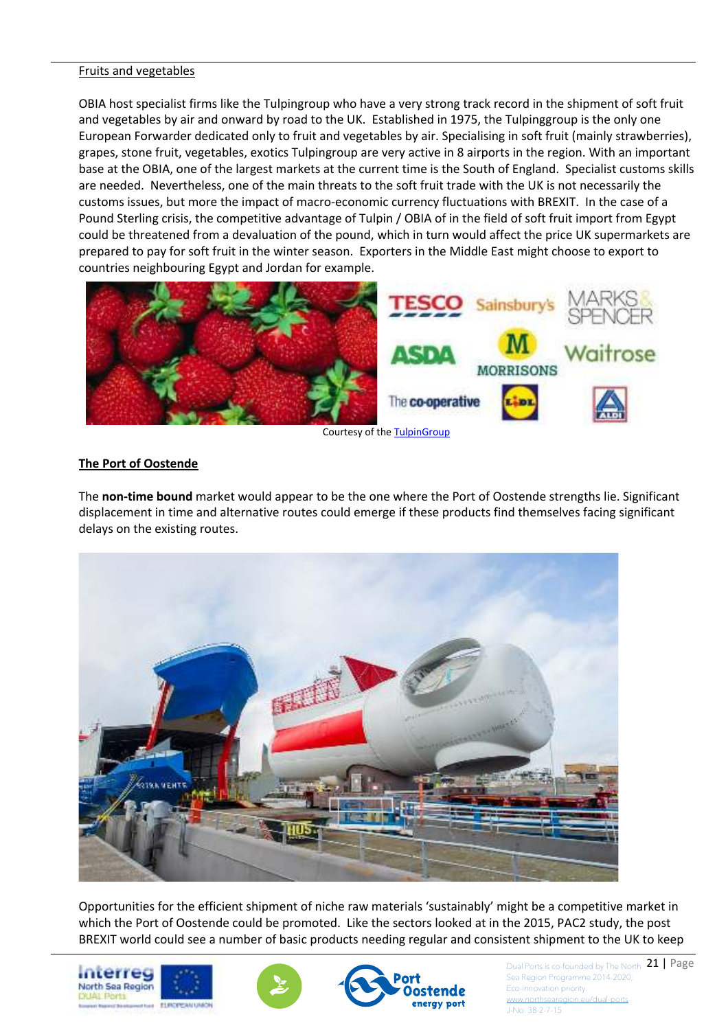Fruits and vegetables

OBIA host specialist firms like the Tulpingroup who have a very strong track record in the shipment of soft fruit and vegetables by air and onward by road to the UK. Established in 1975, the Tulpinggroup is the only one European Forwarder dedicated only to fruit and vegetables by air. Specialising in soft fruit (mainly strawberries), grapes, stone fruit, vegetables, exotics Tulpingroup are very active in 8 airports in the region. With an important base at the OBIA, one of the largest markets at the current time is the South of England. Specialist customs skills are needed. Nevertheless, one of the main threats to the soft fruit trade with the UK is not necessarily the customs issues, but more the impact of macro-economic currency fluctuations with BREXIT. In the case of a Pound Sterling crisis, the competitive advantage of Tulpin / OBIA of in the field of soft fruit import from Egypt could be threatened from a devaluation of the pound, which in turn would affect the price UK supermarkets are prepared to pay for soft fruit in the winter season. Exporters in the Middle East might choose to export to countries neighbouring Egypt and Jordan for example.

Courtesy of the TulpinGroup

**The Port of Oostende**

The **non-time bound** market would appear to be the one where the Port of Oostende strengths lie. Significant displacement in time and alternative routes could emerge if these products find themselves facing significant delays on the existing routes.

Opportunities for the efficient shipment of niche raw materials 'sustainably' might be a competitive market in which the Port of Oostende could be promoted. Like the sectors looked at in the 2015, PAC2 study, the post BREXIT world could see a number of basic products needing regular and consistent shipment to the UK to keep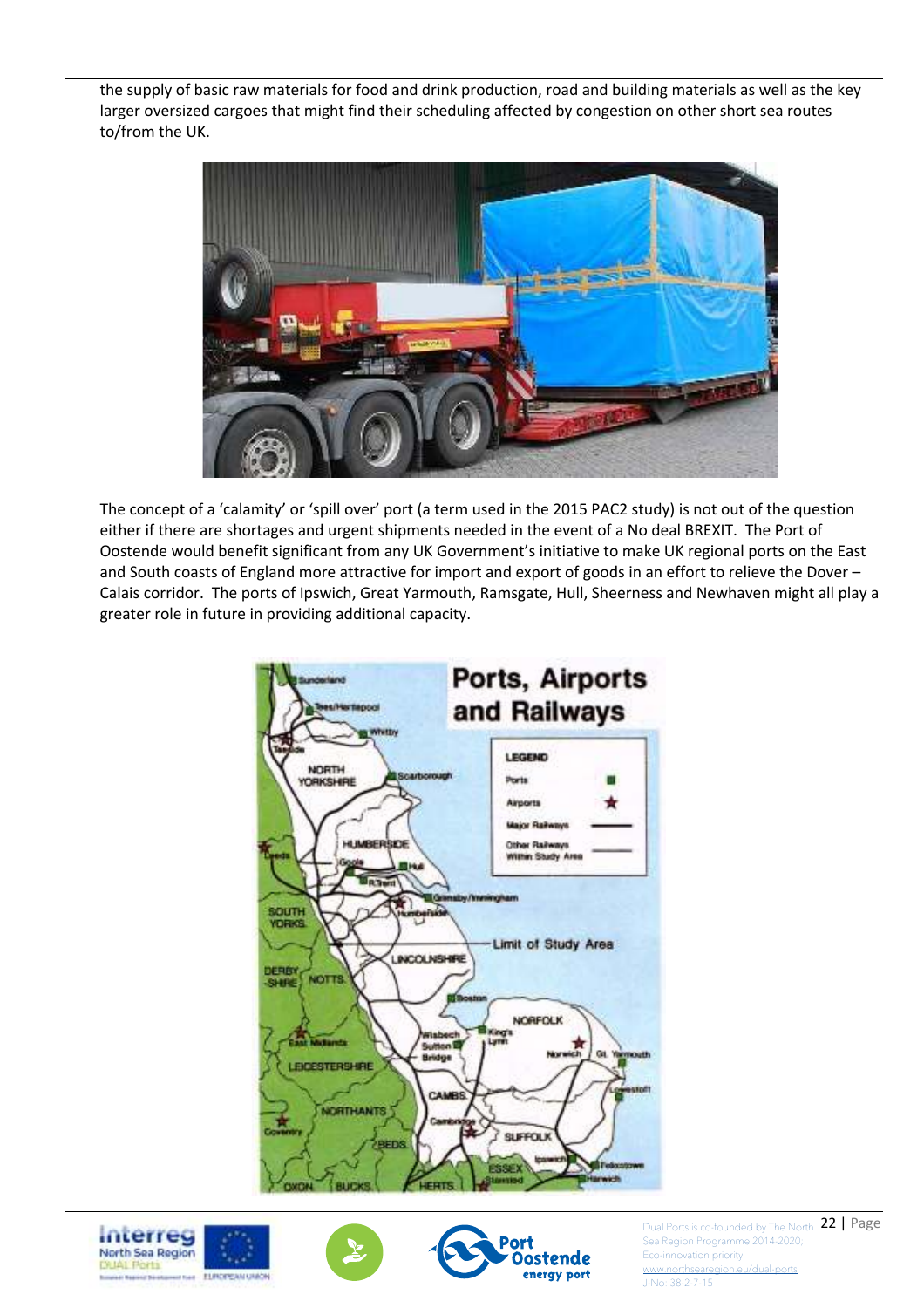the supply of basic raw materials for food and drink production, road and building materials as well as the key larger oversized cargoes that might find their scheduling affected by congestion on other short sea routes to/from the UK.

The concept of a 'calamity' or 'spill over' port (a term used in the 2015 PAC2 study) is not out of the question either if there are shortages and urgent shipments needed in the event of a No deal BREXIT. The Port of Oostende would benefit significant from any UK Government's initiative to make UK regional ports on the East and South coasts of England more attractive for import and export of goods in an effort to relieve the Dover – Calais corridor. The ports of Ipswich, Great Yarmouth, Ramsgate, Hull, Sheerness and Newhaven might all play a greater role in future in providing additional capacity.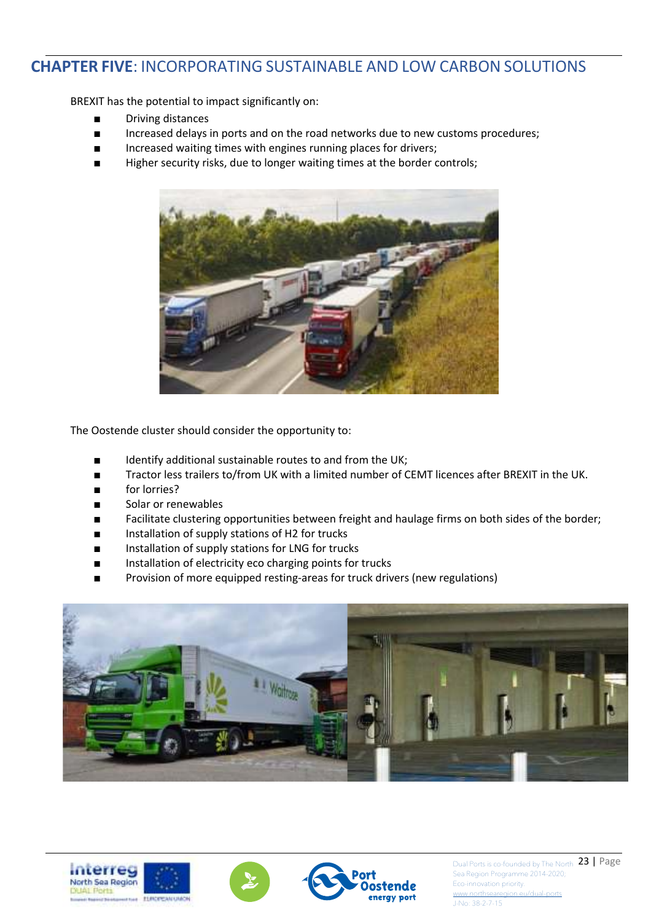## CHAPTER FIVE: INCORPORATING SUSTAINABLE AND LOW CARBON SOLUTIONS

BREXIT has the potential to impact significantly on:

- Driving distances
- Increased delays in ports and on the road networks due to new customs procedures;
- Increased waiting times with engines running places for drivers;
- Higher security risks, due to longer waiting times at the border controls;

The Oostende cluster should consider the opportunity to:

- Identify additional sustainable routes to and from the UK;
- Tractor less trailers to/from UK with a limited number of CEMT licences after BREXIT in the UK.
- for lorries?
- Solar or renewables
- Facilitate clustering opportunities between freight and haulage firms on both sides of the border;
- Installation of supply stations of H2 for trucks
- Installation of supply stations for LNG for trucks
- Installation of electricity eco charging points for trucks
- Provision of more equipped resting-areas for truck drivers (new regulations)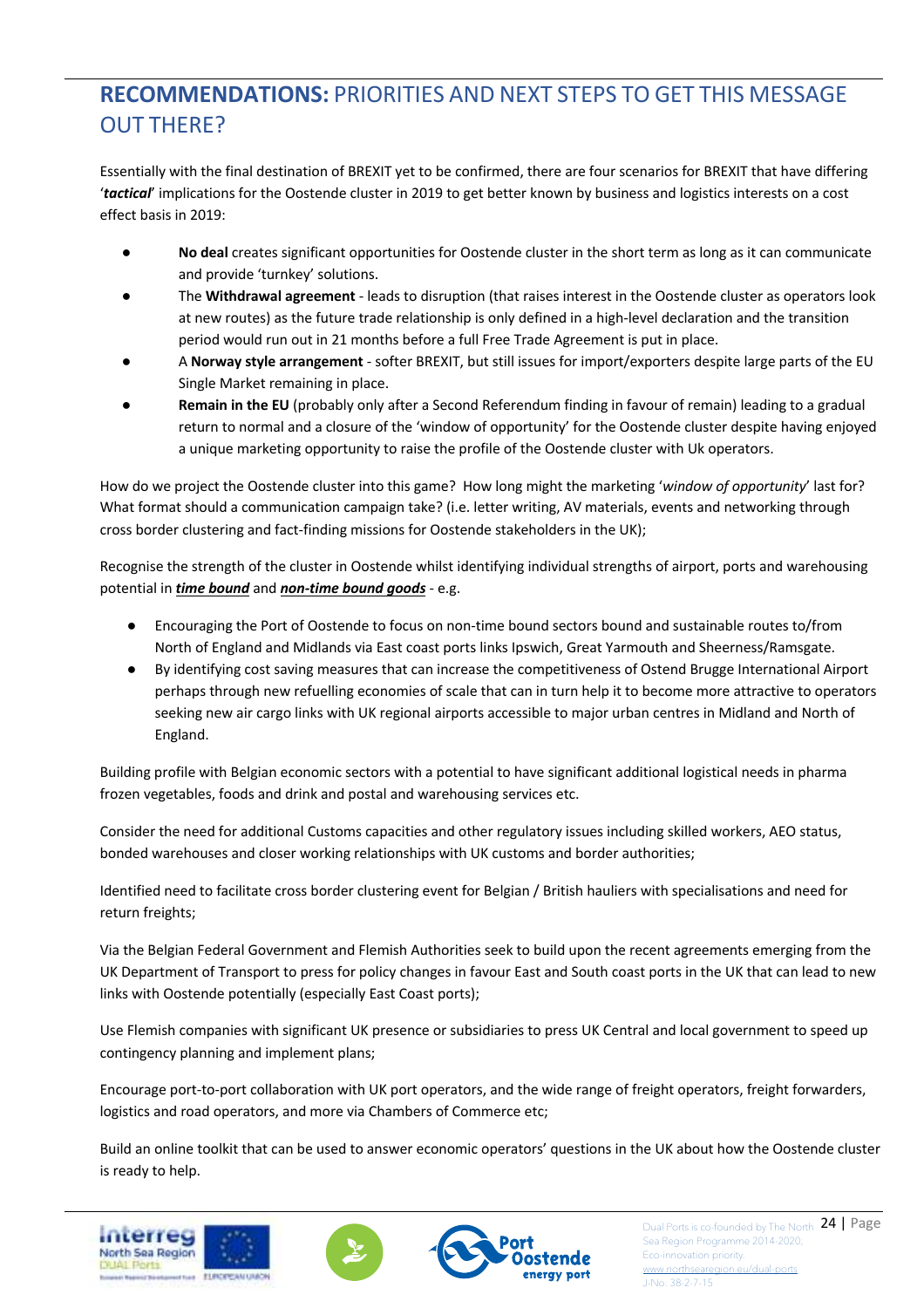## **RECOMMENDATIONS:** PRIORITIES AND NEXT STEPS TO GET THIS MESSAGE OUT THERE?

Essentially with the final destination of BREXIT yet to be confirmed, there are four scenarios for BREXIT that have differing '***tactical***' implications for the Oostende cluster in 2019 to get better known by business and logistics interests on a cost effect basis in 2019:

- **No deal** creates significant opportunities for Oostende cluster in the short term as long as it can communicate and provide 'turnkey' solutions.
- The **Withdrawal agreement** - leads to disruption (that raises interest in the Oostende cluster as operators look at new routes) as the future trade relationship is only defined in a high-level declaration and the transition period would run out in 21 months before a full Free Trade Agreement is put in place.
- A **Norway style arrangement** - softer BREXIT, but still issues for import/exporters despite large parts of the EU Single Market remaining in place.
- **Remain in the EU** (probably only after a Second Referendum finding in favour of remain) leading to a gradual return to normal and a closure of the 'window of opportunity' for the Oostende cluster despite having enjoyed a unique marketing opportunity to raise the profile of the Oostende cluster with Uk operators.

How do we project the Oostende cluster into this game? How long might the marketing '*window of opportunity*' last for? What format should a communication campaign take? (i.e. letter writing, AV materials, events and networking through cross border clustering and fact-finding missions for Oostende stakeholders in the UK);

Recognise the strength of the cluster in Oostende whilst identifying individual strengths of airport, ports and warehousing potential in ***time bound*** and ***non-time bound goods*** - e.g.

- Encouraging the Port of Oostende to focus on non-time bound sectors bound and sustainable routes to/from North of England and Midlands via East coast ports links Ipswich, Great Yarmouth and Sheerness/Ramsgate.
- By identifying cost saving measures that can increase the competitiveness of Ostend Brugge International Airport perhaps through new refuelling economies of scale that can in turn help it to become more attractive to operators seeking new air cargo links with UK regional airports accessible to major urban centres in Midland and North of England.

Building profile with Belgian economic sectors with a potential to have significant additional logistical needs in pharma frozen vegetables, foods and drink and postal and warehousing services etc.

Consider the need for additional Customs capacities and other regulatory issues including skilled workers, AEO status, bonded warehouses and closer working relationships with UK customs and border authorities;

Identified need to facilitate cross border clustering event for Belgian / British hauliers with specialisations and need for return freights;

Via the Belgian Federal Government and Flemish Authorities seek to build upon the recent agreements emerging from the UK Department of Transport to press for policy changes in favour East and South coast ports in the UK that can lead to new links with Oostende potentially (especially East Coast ports);

Use Flemish companies with significant UK presence or subsidiaries to press UK Central and local government to speed up contingency planning and implement plans;

Encourage port-to-port collaboration with UK port operators, and the wide range of freight operators, freight forwarders, logistics and road operators, and more via Chambers of Commerce etc;

Build an online toolkit that can be used to answer economic operators' questions in the UK about how the Oostende cluster is ready to help.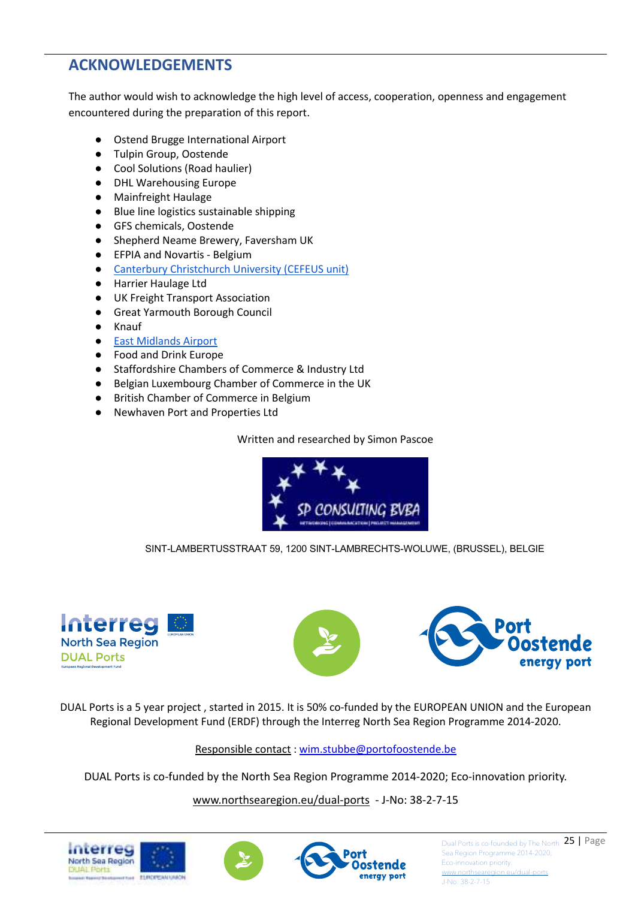## ACKNOWLEDGEMENTS

The author would wish to acknowledge the high level of access, cooperation, openness and engagement encountered during the preparation of this report.

- Ostend Brugge International Airport
- Tulpin Group, Oostende
- Cool Solutions (Road haulier)
- DHL Warehousing Europe
- Mainfreight Haulage
- Blue line logistics sustainable shipping
- GFS chemicals, Oostende
- Shepherd Neame Brewery, Faversham UK
- EFPIA and Novartis - Belgium
- Canterbury Christchurch University (CEFEUS unit)
- Harrier Haulage Ltd
- UK Freight Transport Association
- Great Yarmouth Borough Council
- Knauf
- East Midlands Airport
- Food and Drink Europe
- Staffordshire Chambers of Commerce & Industry Ltd
- Belgian Luxembourg Chamber of Commerce in the UK
- British Chamber of Commerce in Belgium
- Newhaven Port and Properties Ltd

Written and researched by Simon Pascoe

SP CONSULTING BVBA

SINT-LAMBERTUSSTRAAT 59, 1200 SINT-LAMBRECHTS-WOLUWE, (BRUSSEL), BELGIE

DUAL Ports is a 5 year project , started in 2015. It is 50% co-funded by the EUROPEAN UNION and the European Regional Development Fund (ERDF) through the Interreg North Sea Region Programme 2014-2020.

Responsible contact : wim.stubbe@portofoostende.be

DUAL Ports is co-funded by the North Sea Region Programme 2014-2020; Eco-innovation priority.

www.northsearegion.eu/dual-ports - J-No: 38-2-7-15